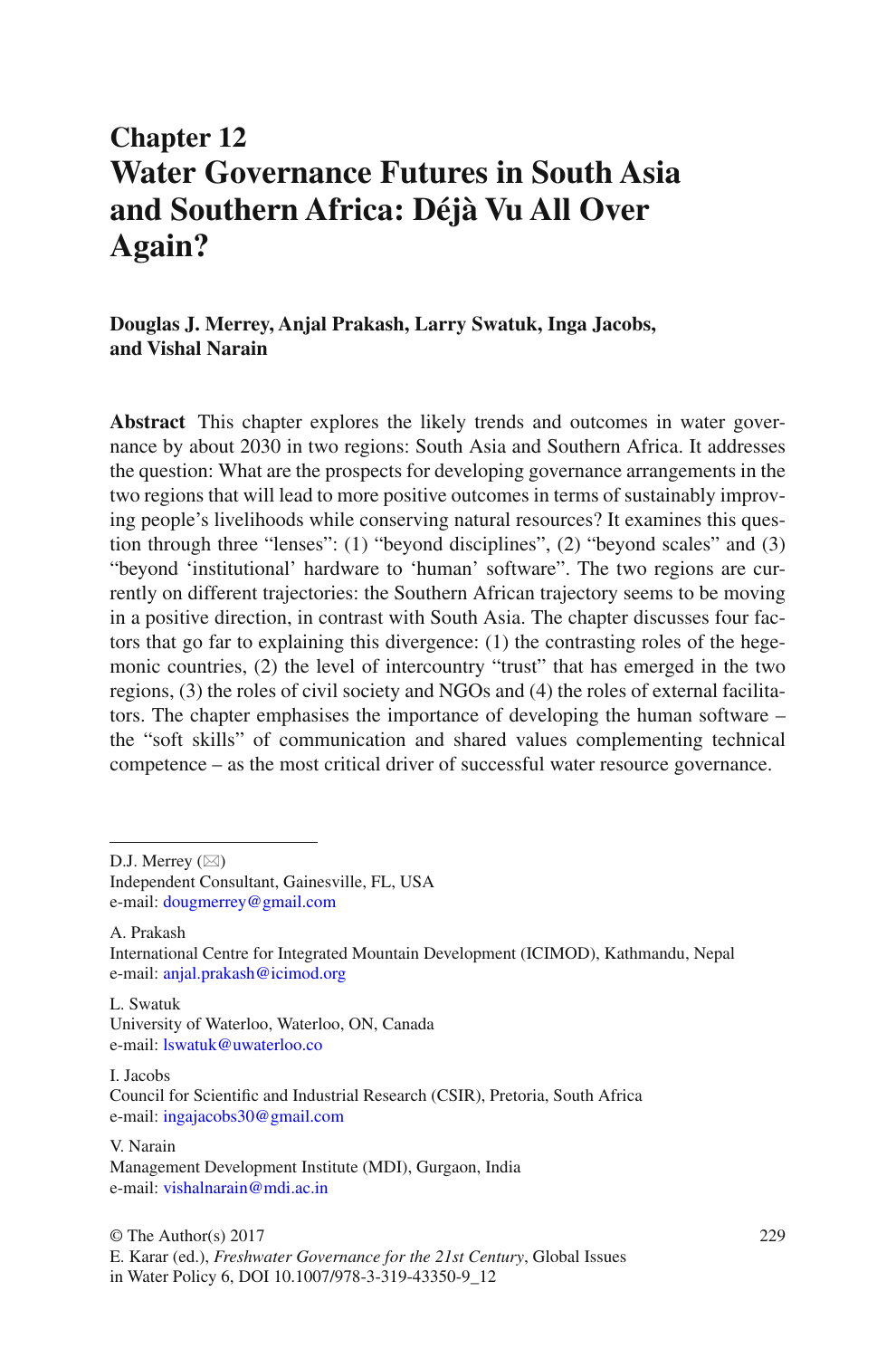# Chapter 12
# Water Governance Futures in South Asia and Southern Africa: Déjà Vu All Over Again?

**Douglas J. Merrey, Anjal Prakash, Larry Swatuk, Inga Jacobs, and Vishal Narain**

**Abstract** This chapter explores the likely trends and outcomes in water governance by about 2030 in two regions: South Asia and Southern Africa. It addresses the question: What are the prospects for developing governance arrangements in the two regions that will lead to more positive outcomes in terms of sustainably improving people's livelihoods while conserving natural resources? It examines this question through three "lenses": (1) "beyond disciplines", (2) "beyond scales" and (3) "beyond 'institutional' hardware to 'human' software". The two regions are currently on different trajectories: the Southern African trajectory seems to be moving in a positive direction, in contrast with South Asia. The chapter discusses four factors that go far to explaining this divergence: (1) the contrasting roles of the hegemonic countries, (2) the level of intercountry "trust" that has emerged in the two regions, (3) the roles of civil society and NGOs and (4) the roles of external facilitators. The chapter emphasises the importance of developing the human software – the "soft skills" of communication and shared values complementing technical competence – as the most critical driver of successful water resource governance.

---

D.J. Merrey (✉)
Independent Consultant, Gainesville, FL, USA
e-mail: dougmerrey@gmail.com

A. Prakash
International Centre for Integrated Mountain Development (ICIMOD), Kathmandu, Nepal
e-mail: anjal.prakash@icimod.org

L. Swatuk
University of Waterloo, Waterloo, ON, Canada
e-mail: lswatuk@uwaterloo.co

I. Jacobs
Council for Scientific and Industrial Research (CSIR), Pretoria, South Africa
e-mail: ingajacobs30@gmail.com

V. Narain
Management Development Institute (MDI), Gurgaon, India
e-mail: vishalnarain@mdi.ac.in

© The Author(s) 2017
E. Karar (ed.), *Freshwater Governance for the 21st Century*, Global Issues in Water Policy 6, DOI 10.1007/978-3-319-43350-9_12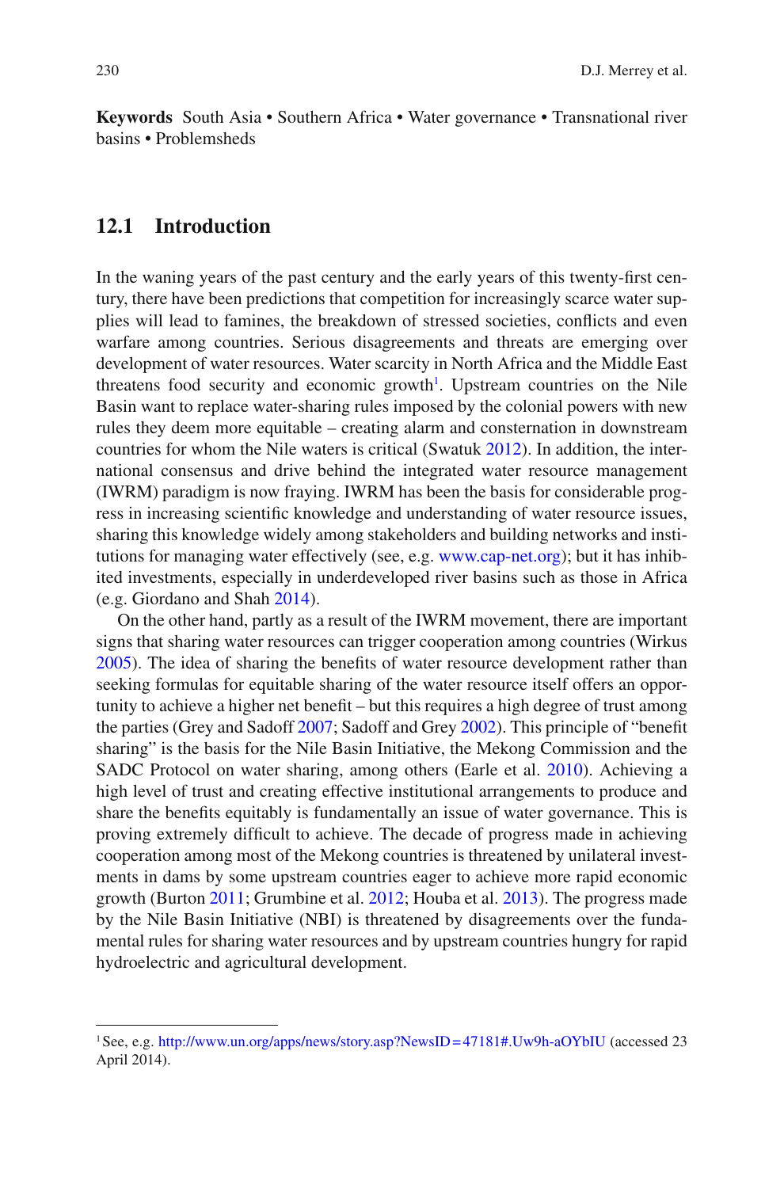**Keywords** South Asia • Southern Africa • Water governance • Transnational river basins • Problemsheds

## 12.1 Introduction

In the waning years of the past century and the early years of this twenty-first century, there have been predictions that competition for increasingly scarce water supplies will lead to famines, the breakdown of stressed societies, conflicts and even warfare among countries. Serious disagreements and threats are emerging over development of water resources. Water scarcity in North Africa and the Middle East threatens food security and economic growth[1]. Upstream countries on the Nile Basin want to replace water-sharing rules imposed by the colonial powers with new rules they deem more equitable – creating alarm and consternation in downstream countries for whom the Nile waters is critical (Swatuk 2012). In addition, the international consensus and drive behind the integrated water resource management (IWRM) paradigm is now fraying. IWRM has been the basis for considerable progress in increasing scientific knowledge and understanding of water resource issues, sharing this knowledge widely among stakeholders and building networks and institutions for managing water effectively (see, e.g. www.cap-net.org); but it has inhibited investments, especially in underdeveloped river basins such as those in Africa (e.g. Giordano and Shah 2014).

On the other hand, partly as a result of the IWRM movement, there are important signs that sharing water resources can trigger cooperation among countries (Wirkus 2005). The idea of sharing the benefits of water resource development rather than seeking formulas for equitable sharing of the water resource itself offers an opportunity to achieve a higher net benefit – but this requires a high degree of trust among the parties (Grey and Sadoff 2007; Sadoff and Grey 2002). This principle of "benefit sharing" is the basis for the Nile Basin Initiative, the Mekong Commission and the SADC Protocol on water sharing, among others (Earle et al. 2010). Achieving a high level of trust and creating effective institutional arrangements to produce and share the benefits equitably is fundamentally an issue of water governance. This is proving extremely difficult to achieve. The decade of progress made in achieving cooperation among most of the Mekong countries is threatened by unilateral investments in dams by some upstream countries eager to achieve more rapid economic growth (Burton 2011; Grumbine et al. 2012; Houba et al. 2013). The progress made by the Nile Basin Initiative (NBI) is threatened by disagreements over the fundamental rules for sharing water resources and by upstream countries hungry for rapid hydroelectric and agricultural development.

---

[1] See, e.g. http://www.un.org/apps/news/story.asp?NewsID=47181#.Uw9h-aOYbIU (accessed 23 April 2014).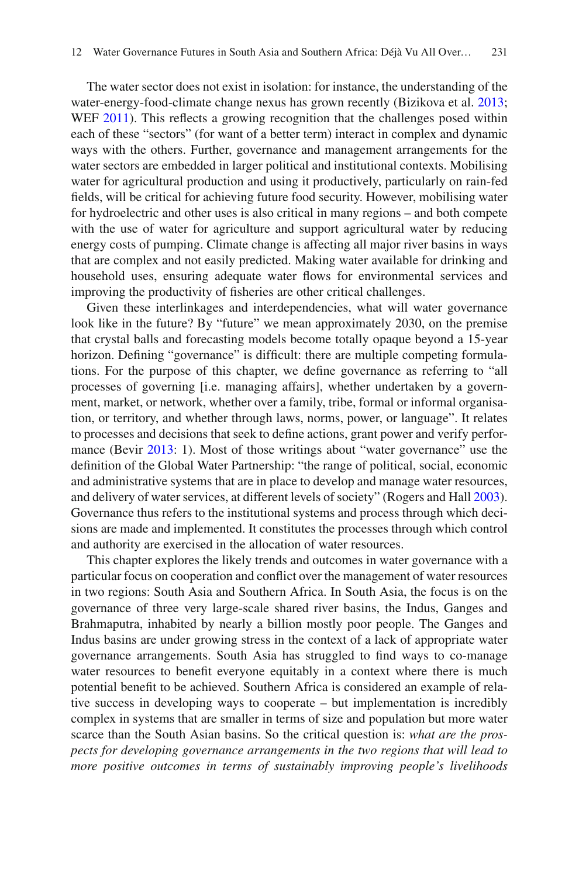The water sector does not exist in isolation: for instance, the understanding of the water-energy-food-climate change nexus has grown recently (Bizikova et al. 2013; WEF 2011). This reflects a growing recognition that the challenges posed within each of these "sectors" (for want of a better term) interact in complex and dynamic ways with the others. Further, governance and management arrangements for the water sectors are embedded in larger political and institutional contexts. Mobilising water for agricultural production and using it productively, particularly on rain-fed fields, will be critical for achieving future food security. However, mobilising water for hydroelectric and other uses is also critical in many regions – and both compete with the use of water for agriculture and support agricultural water by reducing energy costs of pumping. Climate change is affecting all major river basins in ways that are complex and not easily predicted. Making water available for drinking and household uses, ensuring adequate water flows for environmental services and improving the productivity of fisheries are other critical challenges.

Given these interlinkages and interdependencies, what will water governance look like in the future? By "future" we mean approximately 2030, on the premise that crystal balls and forecasting models become totally opaque beyond a 15-year horizon. Defining "governance" is difficult: there are multiple competing formulations. For the purpose of this chapter, we define governance as referring to "all processes of governing [i.e. managing affairs], whether undertaken by a government, market, or network, whether over a family, tribe, formal or informal organisation, or territory, and whether through laws, norms, power, or language". It relates to processes and decisions that seek to define actions, grant power and verify performance (Bevir 2013: 1). Most of those writings about "water governance" use the definition of the Global Water Partnership: "the range of political, social, economic and administrative systems that are in place to develop and manage water resources, and delivery of water services, at different levels of society" (Rogers and Hall 2003). Governance thus refers to the institutional systems and process through which decisions are made and implemented. It constitutes the processes through which control and authority are exercised in the allocation of water resources.

This chapter explores the likely trends and outcomes in water governance with a particular focus on cooperation and conflict over the management of water resources in two regions: South Asia and Southern Africa. In South Asia, the focus is on the governance of three very large-scale shared river basins, the Indus, Ganges and Brahmaputra, inhabited by nearly a billion mostly poor people. The Ganges and Indus basins are under growing stress in the context of a lack of appropriate water governance arrangements. South Asia has struggled to find ways to co-manage water resources to benefit everyone equitably in a context where there is much potential benefit to be achieved. Southern Africa is considered an example of relative success in developing ways to cooperate – but implementation is incredibly complex in systems that are smaller in terms of size and population but more water scarce than the South Asian basins. So the critical question is: *what are the prospects for developing governance arrangements in the two regions that will lead to more positive outcomes in terms of sustainably improving people's livelihoods*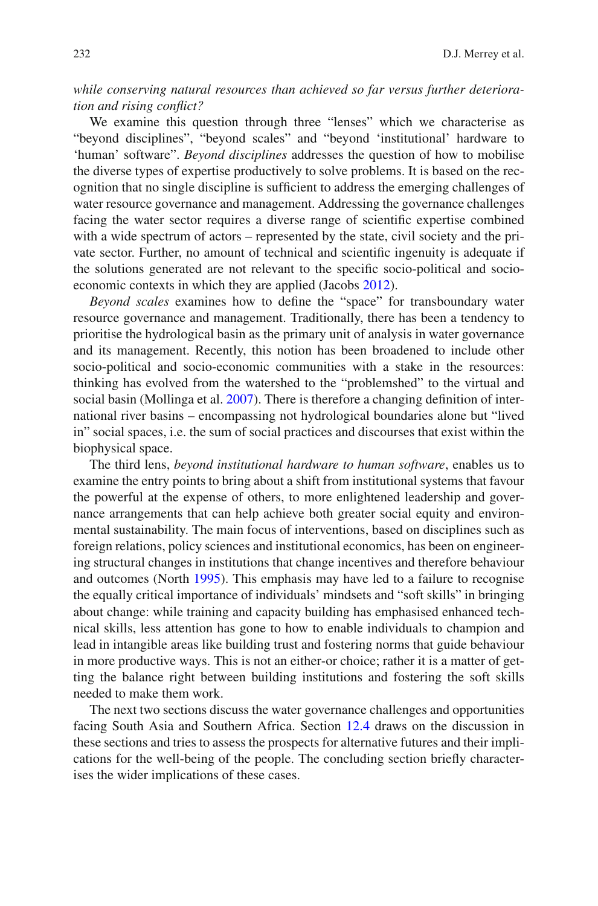*while conserving natural resources than achieved so far versus further deterioration and rising conflict?*

We examine this question through three "lenses" which we characterise as "beyond disciplines", "beyond scales" and "beyond 'institutional' hardware to 'human' software". *Beyond disciplines* addresses the question of how to mobilise the diverse types of expertise productively to solve problems. It is based on the recognition that no single discipline is sufficient to address the emerging challenges of water resource governance and management. Addressing the governance challenges facing the water sector requires a diverse range of scientific expertise combined with a wide spectrum of actors – represented by the state, civil society and the private sector. Further, no amount of technical and scientific ingenuity is adequate if the solutions generated are not relevant to the specific socio-political and socio-economic contexts in which they are applied (Jacobs 2012).

*Beyond scales* examines how to define the "space" for transboundary water resource governance and management. Traditionally, there has been a tendency to prioritise the hydrological basin as the primary unit of analysis in water governance and its management. Recently, this notion has been broadened to include other socio-political and socio-economic communities with a stake in the resources: thinking has evolved from the watershed to the "problemshed" to the virtual and social basin (Mollinga et al. 2007). There is therefore a changing definition of international river basins – encompassing not hydrological boundaries alone but "lived in" social spaces, i.e. the sum of social practices and discourses that exist within the biophysical space.

The third lens, *beyond institutional hardware to human software*, enables us to examine the entry points to bring about a shift from institutional systems that favour the powerful at the expense of others, to more enlightened leadership and governance arrangements that can help achieve both greater social equity and environmental sustainability. The main focus of interventions, based on disciplines such as foreign relations, policy sciences and institutional economics, has been on engineering structural changes in institutions that change incentives and therefore behaviour and outcomes (North 1995). This emphasis may have led to a failure to recognise the equally critical importance of individuals' mindsets and "soft skills" in bringing about change: while training and capacity building has emphasised enhanced technical skills, less attention has gone to how to enable individuals to champion and lead in intangible areas like building trust and fostering norms that guide behaviour in more productive ways. This is not an either-or choice; rather it is a matter of getting the balance right between building institutions and fostering the soft skills needed to make them work.

The next two sections discuss the water governance challenges and opportunities facing South Asia and Southern Africa. Section 12.4 draws on the discussion in these sections and tries to assess the prospects for alternative futures and their implications for the well-being of the people. The concluding section briefly characterises the wider implications of these cases.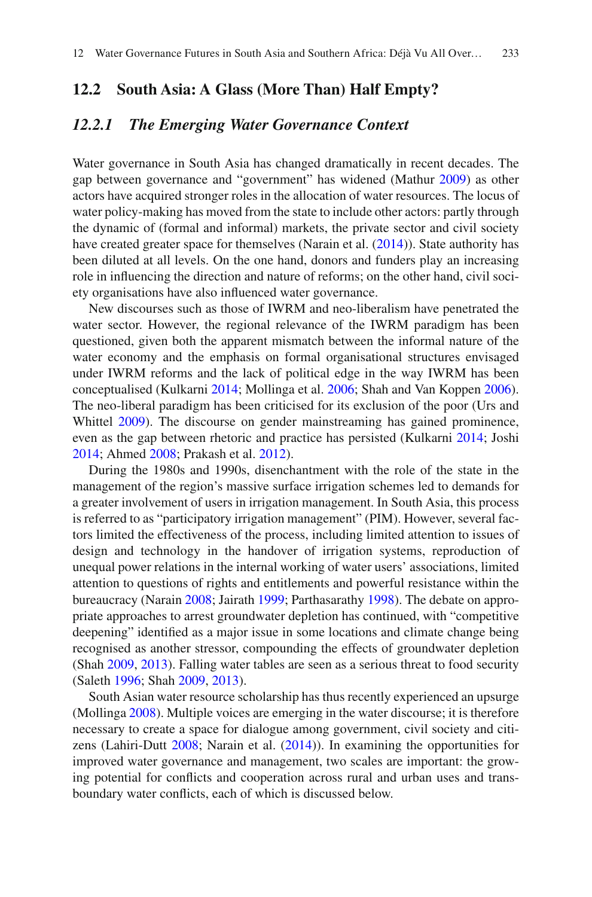## 12.2 South Asia: A Glass (More Than) Half Empty?

### *12.2.1 The Emerging Water Governance Context*

Water governance in South Asia has changed dramatically in recent decades. The gap between governance and "government" has widened (Mathur 2009) as other actors have acquired stronger roles in the allocation of water resources. The locus of water policy-making has moved from the state to include other actors: partly through the dynamic of (formal and informal) markets, the private sector and civil society have created greater space for themselves (Narain et al. (2014)). State authority has been diluted at all levels. On the one hand, donors and funders play an increasing role in influencing the direction and nature of reforms; on the other hand, civil society organisations have also influenced water governance.

New discourses such as those of IWRM and neo-liberalism have penetrated the water sector. However, the regional relevance of the IWRM paradigm has been questioned, given both the apparent mismatch between the informal nature of the water economy and the emphasis on formal organisational structures envisaged under IWRM reforms and the lack of political edge in the way IWRM has been conceptualised (Kulkarni 2014; Mollinga et al. 2006; Shah and Van Koppen 2006). The neo-liberal paradigm has been criticised for its exclusion of the poor (Urs and Whittel 2009). The discourse on gender mainstreaming has gained prominence, even as the gap between rhetoric and practice has persisted (Kulkarni 2014; Joshi 2014; Ahmed 2008; Prakash et al. 2012).

During the 1980s and 1990s, disenchantment with the role of the state in the management of the region's massive surface irrigation schemes led to demands for a greater involvement of users in irrigation management. In South Asia, this process is referred to as "participatory irrigation management" (PIM). However, several factors limited the effectiveness of the process, including limited attention to issues of design and technology in the handover of irrigation systems, reproduction of unequal power relations in the internal working of water users' associations, limited attention to questions of rights and entitlements and powerful resistance within the bureaucracy (Narain 2008; Jairath 1999; Parthasarathy 1998). The debate on appropriate approaches to arrest groundwater depletion has continued, with "competitive deepening" identified as a major issue in some locations and climate change being recognised as another stressor, compounding the effects of groundwater depletion (Shah 2009, 2013). Falling water tables are seen as a serious threat to food security (Saleth 1996; Shah 2009, 2013).

South Asian water resource scholarship has thus recently experienced an upsurge (Mollinga 2008). Multiple voices are emerging in the water discourse; it is therefore necessary to create a space for dialogue among government, civil society and citizens (Lahiri-Dutt 2008; Narain et al. (2014)). In examining the opportunities for improved water governance and management, two scales are important: the growing potential for conflicts and cooperation across rural and urban uses and transboundary water conflicts, each of which is discussed below.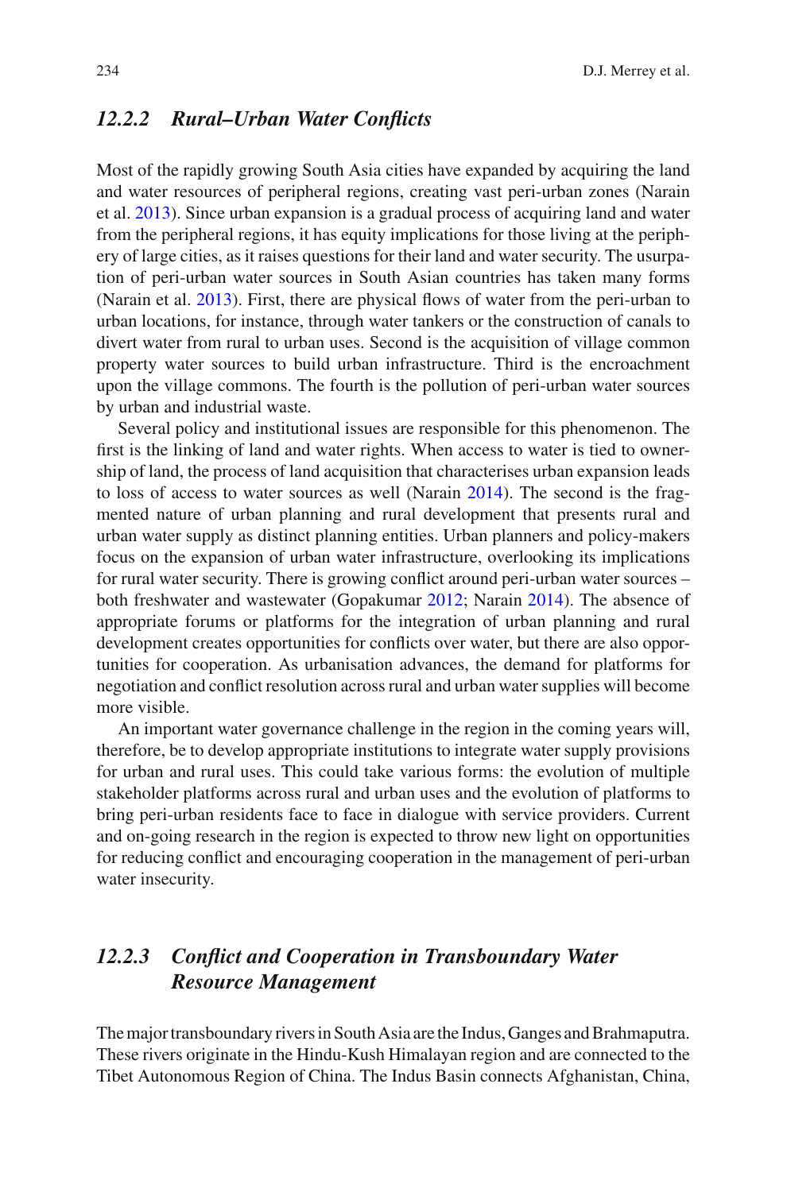### 12.2.2 Rural–Urban Water Conflicts

Most of the rapidly growing South Asia cities have expanded by acquiring the land and water resources of peripheral regions, creating vast peri-urban zones (Narain et al. 2013). Since urban expansion is a gradual process of acquiring land and water from the peripheral regions, it has equity implications for those living at the periphery of large cities, as it raises questions for their land and water security. The usurpation of peri-urban water sources in South Asian countries has taken many forms (Narain et al. 2013). First, there are physical flows of water from the peri-urban to urban locations, for instance, through water tankers or the construction of canals to divert water from rural to urban uses. Second is the acquisition of village common property water sources to build urban infrastructure. Third is the encroachment upon the village commons. The fourth is the pollution of peri-urban water sources by urban and industrial waste.

Several policy and institutional issues are responsible for this phenomenon. The first is the linking of land and water rights. When access to water is tied to ownership of land, the process of land acquisition that characterises urban expansion leads to loss of access to water sources as well (Narain 2014). The second is the fragmented nature of urban planning and rural development that presents rural and urban water supply as distinct planning entities. Urban planners and policy-makers focus on the expansion of urban water infrastructure, overlooking its implications for rural water security. There is growing conflict around peri-urban water sources – both freshwater and wastewater (Gopakumar 2012; Narain 2014). The absence of appropriate forums or platforms for the integration of urban planning and rural development creates opportunities for conflicts over water, but there are also opportunities for cooperation. As urbanisation advances, the demand for platforms for negotiation and conflict resolution across rural and urban water supplies will become more visible.

An important water governance challenge in the region in the coming years will, therefore, be to develop appropriate institutions to integrate water supply provisions for urban and rural uses. This could take various forms: the evolution of multiple stakeholder platforms across rural and urban uses and the evolution of platforms to bring peri-urban residents face to face in dialogue with service providers. Current and on-going research in the region is expected to throw new light on opportunities for reducing conflict and encouraging cooperation in the management of peri-urban water insecurity.

### 12.2.3 Conflict and Cooperation in Transboundary Water Resource Management

The major transboundary rivers in South Asia are the Indus, Ganges and Brahmaputra. These rivers originate in the Hindu-Kush Himalayan region and are connected to the Tibet Autonomous Region of China. The Indus Basin connects Afghanistan, China,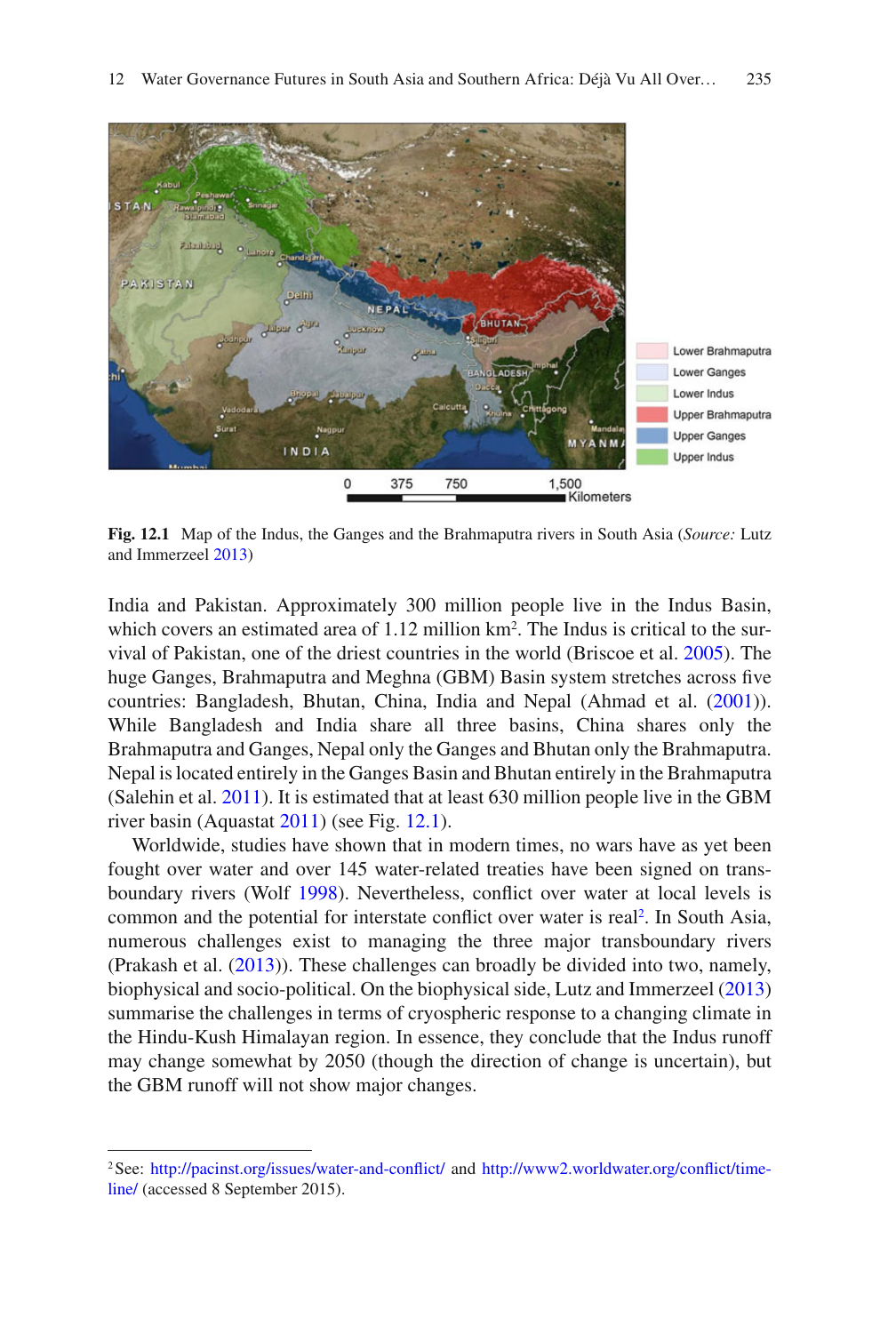Fig. 12.1 Map of the Indus, the Ganges and the Brahmaputra rivers in South Asia (*Source:* Lutz and Immerzeel 2013)

India and Pakistan. Approximately 300 million people live in the Indus Basin, which covers an estimated area of 1.12 million km$^2$. The Indus is critical to the survival of Pakistan, one of the driest countries in the world (Briscoe et al. 2005). The huge Ganges, Brahmaputra and Meghna (GBM) Basin system stretches across five countries: Bangladesh, Bhutan, China, India and Nepal (Ahmad et al. (2001)). While Bangladesh and India share all three basins, China shares only the Brahmaputra and Ganges, Nepal only the Ganges and Bhutan only the Brahmaputra. Nepal is located entirely in the Ganges Basin and Bhutan entirely in the Brahmaputra (Salehin et al. 2011). It is estimated that at least 630 million people live in the GBM river basin (Aquastat 2011) (see Fig. 12.1).

Worldwide, studies have shown that in modern times, no wars have as yet been fought over water and over 145 water-related treaties have been signed on transboundary rivers (Wolf 1998). Nevertheless, conflict over water at local levels is common and the potential for interstate conflict over water is real[2]. In South Asia, numerous challenges exist to managing the three major transboundary rivers (Prakash et al. (2013)). These challenges can broadly be divided into two, namely, biophysical and socio-political. On the biophysical side, Lutz and Immerzeel (2013) summarise the challenges in terms of cryospheric response to a changing climate in the Hindu-Kush Himalayan region. In essence, they conclude that the Indus runoff may change somewhat by 2050 (though the direction of change is uncertain), but the GBM runoff will not show major changes.

[2] See: http://pacinst.org/issues/water-and-conflict/ and http://www2.worldwater.org/conflict/timeline/ (accessed 8 September 2015).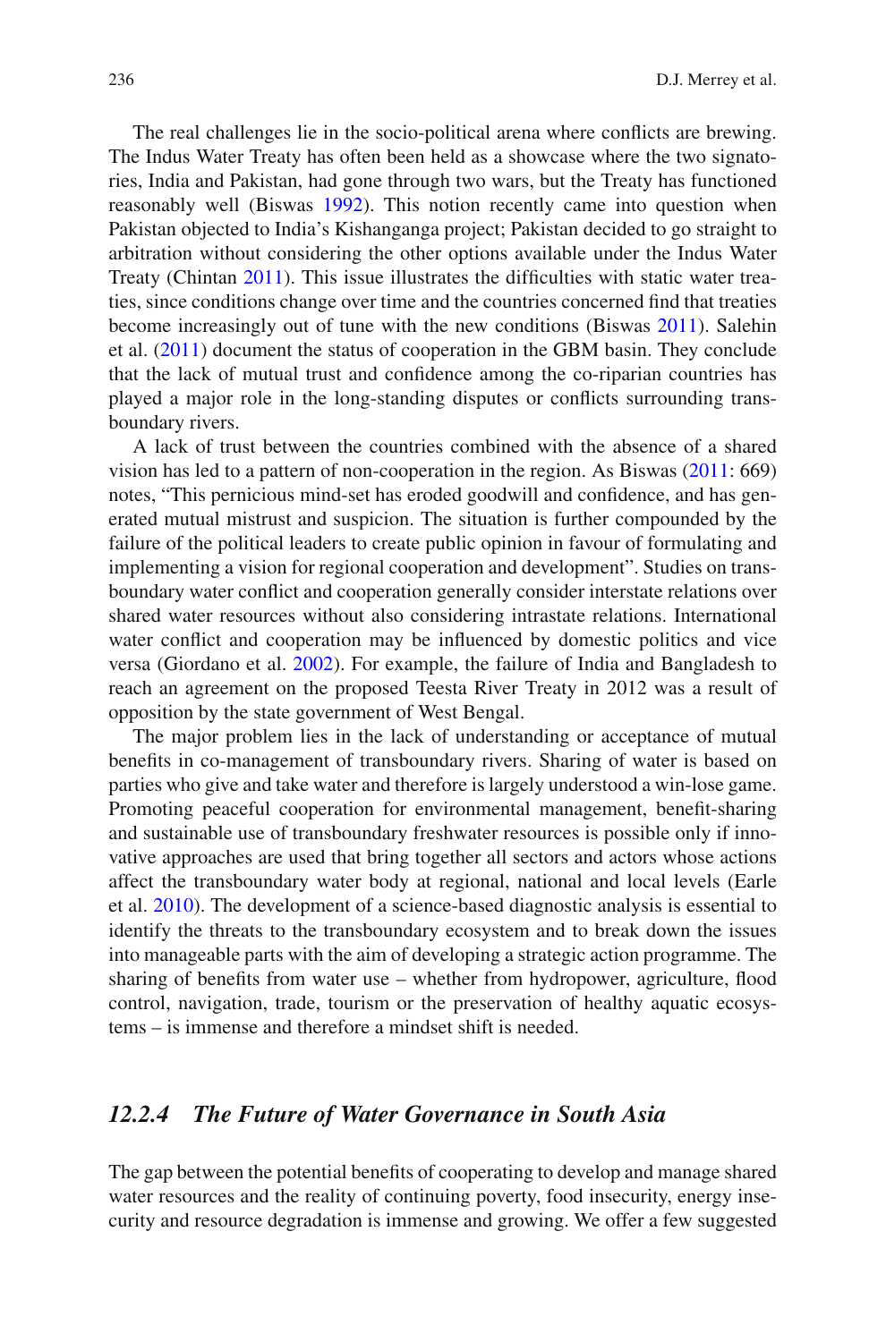The real challenges lie in the socio-political arena where conflicts are brewing. The Indus Water Treaty has often been held as a showcase where the two signatories, India and Pakistan, had gone through two wars, but the Treaty has functioned reasonably well (Biswas 1992). This notion recently came into question when Pakistan objected to India's Kishanganga project; Pakistan decided to go straight to arbitration without considering the other options available under the Indus Water Treaty (Chintan 2011). This issue illustrates the difficulties with static water treaties, since conditions change over time and the countries concerned find that treaties become increasingly out of tune with the new conditions (Biswas 2011). Salehin et al. (2011) document the status of cooperation in the GBM basin. They conclude that the lack of mutual trust and confidence among the co-riparian countries has played a major role in the long-standing disputes or conflicts surrounding transboundary rivers.

A lack of trust between the countries combined with the absence of a shared vision has led to a pattern of non-cooperation in the region. As Biswas (2011: 669) notes, "This pernicious mind-set has eroded goodwill and confidence, and has generated mutual mistrust and suspicion. The situation is further compounded by the failure of the political leaders to create public opinion in favour of formulating and implementing a vision for regional cooperation and development". Studies on transboundary water conflict and cooperation generally consider interstate relations over shared water resources without also considering intrastate relations. International water conflict and cooperation may be influenced by domestic politics and vice versa (Giordano et al. 2002). For example, the failure of India and Bangladesh to reach an agreement on the proposed Teesta River Treaty in 2012 was a result of opposition by the state government of West Bengal.

The major problem lies in the lack of understanding or acceptance of mutual benefits in co-management of transboundary rivers. Sharing of water is based on parties who give and take water and therefore is largely understood a win-lose game. Promoting peaceful cooperation for environmental management, benefit-sharing and sustainable use of transboundary freshwater resources is possible only if innovative approaches are used that bring together all sectors and actors whose actions affect the transboundary water body at regional, national and local levels (Earle et al. 2010). The development of a science-based diagnostic analysis is essential to identify the threats to the transboundary ecosystem and to break down the issues into manageable parts with the aim of developing a strategic action programme. The sharing of benefits from water use – whether from hydropower, agriculture, flood control, navigation, trade, tourism or the preservation of healthy aquatic ecosystems – is immense and therefore a mindset shift is needed.

### *12.2.4 The Future of Water Governance in South Asia*

The gap between the potential benefits of cooperating to develop and manage shared water resources and the reality of continuing poverty, food insecurity, energy insecurity and resource degradation is immense and growing. We offer a few suggested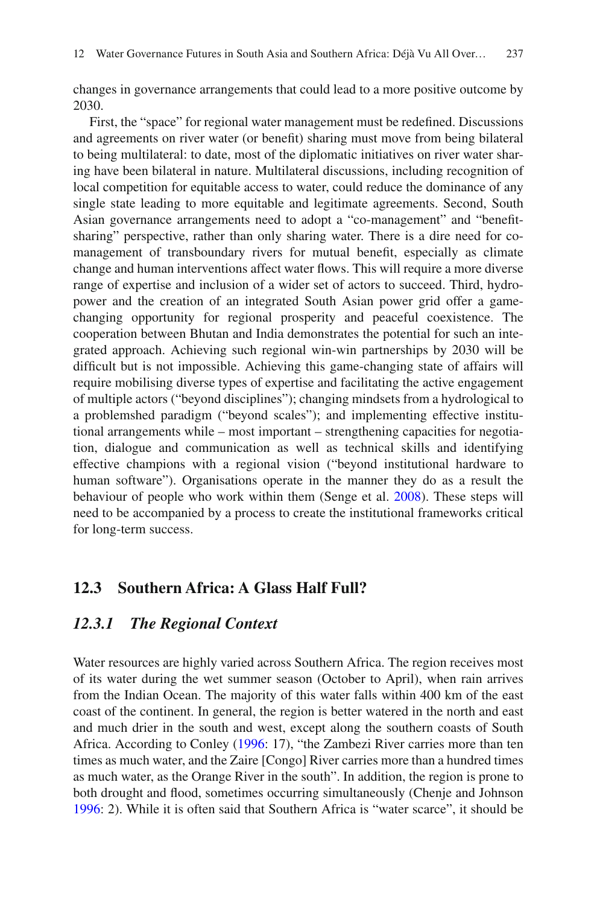changes in governance arrangements that could lead to a more positive outcome by 2030.

First, the "space" for regional water management must be redefined. Discussions and agreements on river water (or benefit) sharing must move from being bilateral to being multilateral: to date, most of the diplomatic initiatives on river water sharing have been bilateral in nature. Multilateral discussions, including recognition of local competition for equitable access to water, could reduce the dominance of any single state leading to more equitable and legitimate agreements. Second, South Asian governance arrangements need to adopt a "co-management" and "benefit-sharing" perspective, rather than only sharing water. There is a dire need for co-management of transboundary rivers for mutual benefit, especially as climate change and human interventions affect water flows. This will require a more diverse range of expertise and inclusion of a wider set of actors to succeed. Third, hydropower and the creation of an integrated South Asian power grid offer a game-changing opportunity for regional prosperity and peaceful coexistence. The cooperation between Bhutan and India demonstrates the potential for such an integrated approach. Achieving such regional win-win partnerships by 2030 will be difficult but is not impossible. Achieving this game-changing state of affairs will require mobilising diverse types of expertise and facilitating the active engagement of multiple actors ("beyond disciplines"); changing mindsets from a hydrological to a problemshed paradigm ("beyond scales"); and implementing effective institutional arrangements while – most important – strengthening capacities for negotiation, dialogue and communication as well as technical skills and identifying effective champions with a regional vision ("beyond institutional hardware to human software"). Organisations operate in the manner they do as a result the behaviour of people who work within them (Senge et al. 2008). These steps will need to be accompanied by a process to create the institutional frameworks critical for long-term success.

## 12.3 Southern Africa: A Glass Half Full?

### *12.3.1 The Regional Context*

Water resources are highly varied across Southern Africa. The region receives most of its water during the wet summer season (October to April), when rain arrives from the Indian Ocean. The majority of this water falls within 400 km of the east coast of the continent. In general, the region is better watered in the north and east and much drier in the south and west, except along the southern coasts of South Africa. According to Conley (1996: 17), "the Zambezi River carries more than ten times as much water, and the Zaire [Congo] River carries more than a hundred times as much water, as the Orange River in the south". In addition, the region is prone to both drought and flood, sometimes occurring simultaneously (Chenje and Johnson 1996: 2). While it is often said that Southern Africa is "water scarce", it should be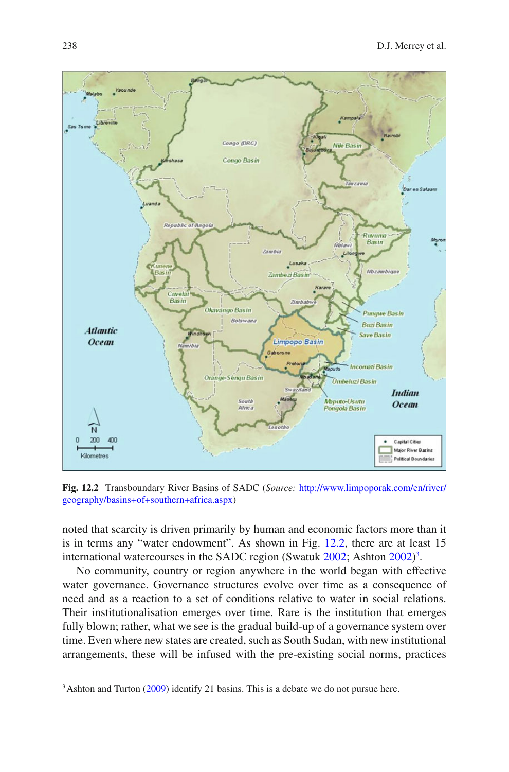Fig. 12.2 Transboundary River Basins of SADC (*Source:* http://www.limpoporak.com/en/river/geography/basins+of+southern+africa.aspx)

noted that scarcity is driven primarily by human and economic factors more than it is in terms any "water endowment". As shown in Fig. 12.2, there are at least 15 international watercourses in the SADC region (Swatuk 2002; Ashton 2002)[3].

No community, country or region anywhere in the world began with effective water governance. Governance structures evolve over time as a consequence of need and as a reaction to a set of conditions relative to water in social relations. Their institutionalisation emerges over time. Rare is the institution that emerges fully blown; rather, what we see is the gradual build-up of a governance system over time. Even where new states are created, such as South Sudan, with new institutional arrangements, these will be infused with the pre-existing social norms, practices

[3] Ashton and Turton (2009) identify 21 basins. This is a debate we do not pursue here.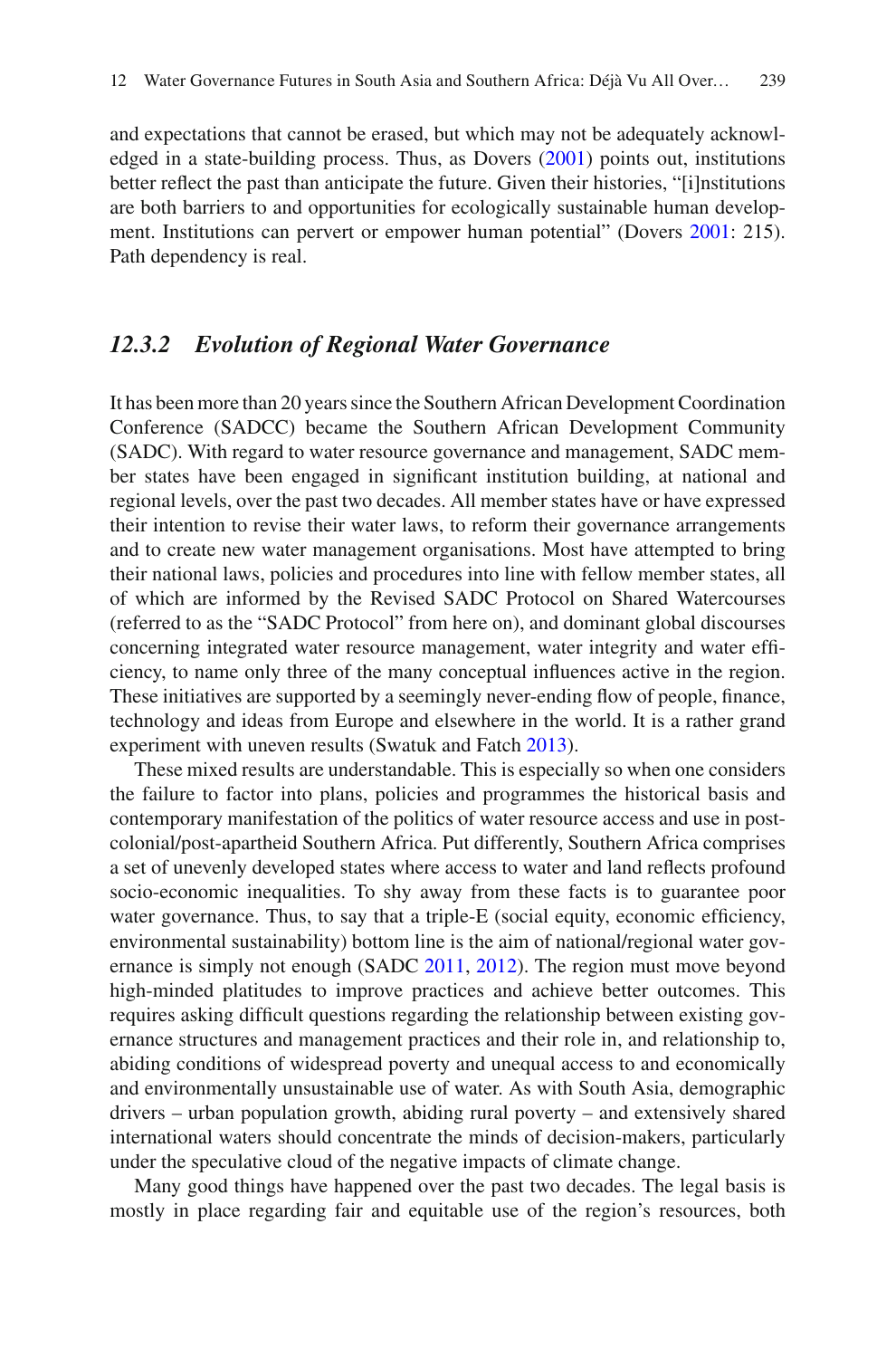and expectations that cannot be erased, but which may not be adequately acknowledged in a state-building process. Thus, as Dovers (2001) points out, institutions better reflect the past than anticipate the future. Given their histories, "[i]nstitutions are both barriers to and opportunities for ecologically sustainable human development. Institutions can pervert or empower human potential" (Dovers 2001: 215). Path dependency is real.

### *12.3.2 Evolution of Regional Water Governance*

It has been more than 20 years since the Southern African Development Coordination Conference (SADCC) became the Southern African Development Community (SADC). With regard to water resource governance and management, SADC member states have been engaged in significant institution building, at national and regional levels, over the past two decades. All member states have or have expressed their intention to revise their water laws, to reform their governance arrangements and to create new water management organisations. Most have attempted to bring their national laws, policies and procedures into line with fellow member states, all of which are informed by the Revised SADC Protocol on Shared Watercourses (referred to as the "SADC Protocol" from here on), and dominant global discourses concerning integrated water resource management, water integrity and water efficiency, to name only three of the many conceptual influences active in the region. These initiatives are supported by a seemingly never-ending flow of people, finance, technology and ideas from Europe and elsewhere in the world. It is a rather grand experiment with uneven results (Swatuk and Fatch 2013).

These mixed results are understandable. This is especially so when one considers the failure to factor into plans, policies and programmes the historical basis and contemporary manifestation of the politics of water resource access and use in post-colonial/post-apartheid Southern Africa. Put differently, Southern Africa comprises a set of unevenly developed states where access to water and land reflects profound socio-economic inequalities. To shy away from these facts is to guarantee poor water governance. Thus, to say that a triple-E (social equity, economic efficiency, environmental sustainability) bottom line is the aim of national/regional water governance is simply not enough (SADC 2011, 2012). The region must move beyond high-minded platitudes to improve practices and achieve better outcomes. This requires asking difficult questions regarding the relationship between existing governance structures and management practices and their role in, and relationship to, abiding conditions of widespread poverty and unequal access to and economically and environmentally unsustainable use of water. As with South Asia, demographic drivers – urban population growth, abiding rural poverty – and extensively shared international waters should concentrate the minds of decision-makers, particularly under the speculative cloud of the negative impacts of climate change.

Many good things have happened over the past two decades. The legal basis is mostly in place regarding fair and equitable use of the region's resources, both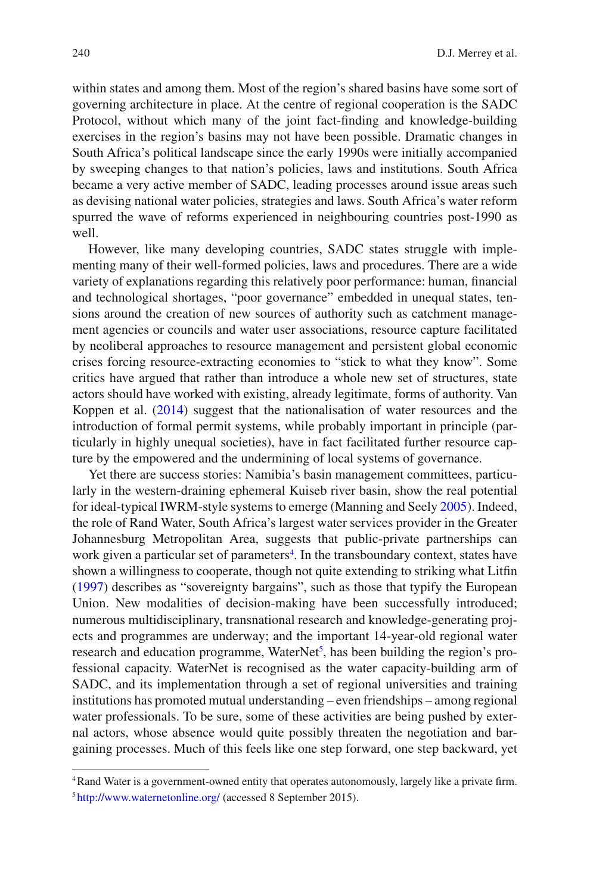within states and among them. Most of the region's shared basins have some sort of governing architecture in place. At the centre of regional cooperation is the SADC Protocol, without which many of the joint fact-finding and knowledge-building exercises in the region's basins may not have been possible. Dramatic changes in South Africa's political landscape since the early 1990s were initially accompanied by sweeping changes to that nation's policies, laws and institutions. South Africa became a very active member of SADC, leading processes around issue areas such as devising national water policies, strategies and laws. South Africa's water reform spurred the wave of reforms experienced in neighbouring countries post-1990 as well.

However, like many developing countries, SADC states struggle with implementing many of their well-formed policies, laws and procedures. There are a wide variety of explanations regarding this relatively poor performance: human, financial and technological shortages, "poor governance" embedded in unequal states, tensions around the creation of new sources of authority such as catchment management agencies or councils and water user associations, resource capture facilitated by neoliberal approaches to resource management and persistent global economic crises forcing resource-extracting economies to "stick to what they know". Some critics have argued that rather than introduce a whole new set of structures, state actors should have worked with existing, already legitimate, forms of authority. Van Koppen et al. (2014) suggest that the nationalisation of water resources and the introduction of formal permit systems, while probably important in principle (particularly in highly unequal societies), have in fact facilitated further resource capture by the empowered and the undermining of local systems of governance.

Yet there are success stories: Namibia's basin management committees, particularly in the western-draining ephemeral Kuiseb river basin, show the real potential for ideal-typical IWRM-style systems to emerge (Manning and Seely 2005). Indeed, the role of Rand Water, South Africa's largest water services provider in the Greater Johannesburg Metropolitan Area, suggests that public-private partnerships can work given a particular set of parameters[4]. In the transboundary context, states have shown a willingness to cooperate, though not quite extending to striking what Litfin (1997) describes as "sovereignty bargains", such as those that typify the European Union. New modalities of decision-making have been successfully introduced; numerous multidisciplinary, transnational research and knowledge-generating projects and programmes are underway; and the important 14-year-old regional water research and education programme, WaterNet[5], has been building the region's professional capacity. WaterNet is recognised as the water capacity-building arm of SADC, and its implementation through a set of regional universities and training institutions has promoted mutual understanding – even friendships – among regional water professionals. To be sure, some of these activities are being pushed by external actors, whose absence would quite possibly threaten the negotiation and bargaining processes. Much of this feels like one step forward, one step backward, yet

[4] Rand Water is a government-owned entity that operates autonomously, largely like a private firm.

[5] http://www.waternetonline.org/ (accessed 8 September 2015).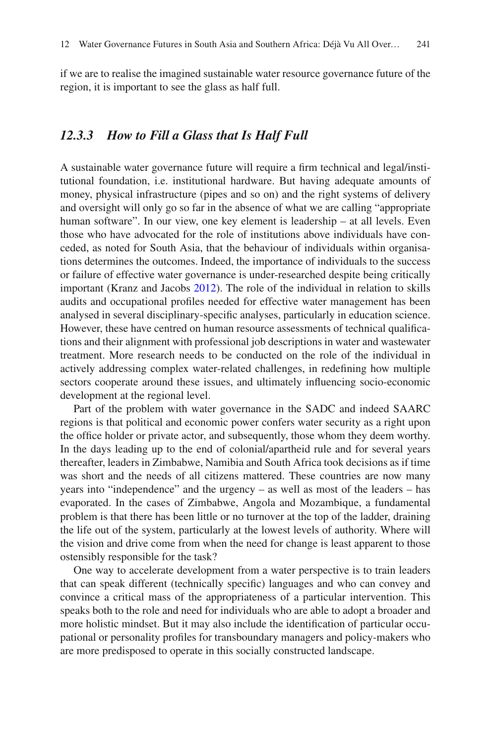if we are to realise the imagined sustainable water resource governance future of the region, it is important to see the glass as half full.

### *12.3.3 How to Fill a Glass that Is Half Full*

A sustainable water governance future will require a firm technical and legal/institutional foundation, i.e. institutional hardware. But having adequate amounts of money, physical infrastructure (pipes and so on) and the right systems of delivery and oversight will only go so far in the absence of what we are calling "appropriate human software". In our view, one key element is leadership – at all levels. Even those who have advocated for the role of institutions above individuals have conceded, as noted for South Asia, that the behaviour of individuals within organisations determines the outcomes. Indeed, the importance of individuals to the success or failure of effective water governance is under-researched despite being critically important (Kranz and Jacobs 2012). The role of the individual in relation to skills audits and occupational profiles needed for effective water management has been analysed in several disciplinary-specific analyses, particularly in education science. However, these have centred on human resource assessments of technical qualifications and their alignment with professional job descriptions in water and wastewater treatment. More research needs to be conducted on the role of the individual in actively addressing complex water-related challenges, in redefining how multiple sectors cooperate around these issues, and ultimately influencing socio-economic development at the regional level.

Part of the problem with water governance in the SADC and indeed SAARC regions is that political and economic power confers water security as a right upon the office holder or private actor, and subsequently, those whom they deem worthy. In the days leading up to the end of colonial/apartheid rule and for several years thereafter, leaders in Zimbabwe, Namibia and South Africa took decisions as if time was short and the needs of all citizens mattered. These countries are now many years into "independence" and the urgency – as well as most of the leaders – has evaporated. In the cases of Zimbabwe, Angola and Mozambique, a fundamental problem is that there has been little or no turnover at the top of the ladder, draining the life out of the system, particularly at the lowest levels of authority. Where will the vision and drive come from when the need for change is least apparent to those ostensibly responsible for the task?

One way to accelerate development from a water perspective is to train leaders that can speak different (technically specific) languages and who can convey and convince a critical mass of the appropriateness of a particular intervention. This speaks both to the role and need for individuals who are able to adopt a broader and more holistic mindset. But it may also include the identification of particular occupational or personality profiles for transboundary managers and policy-makers who are more predisposed to operate in this socially constructed landscape.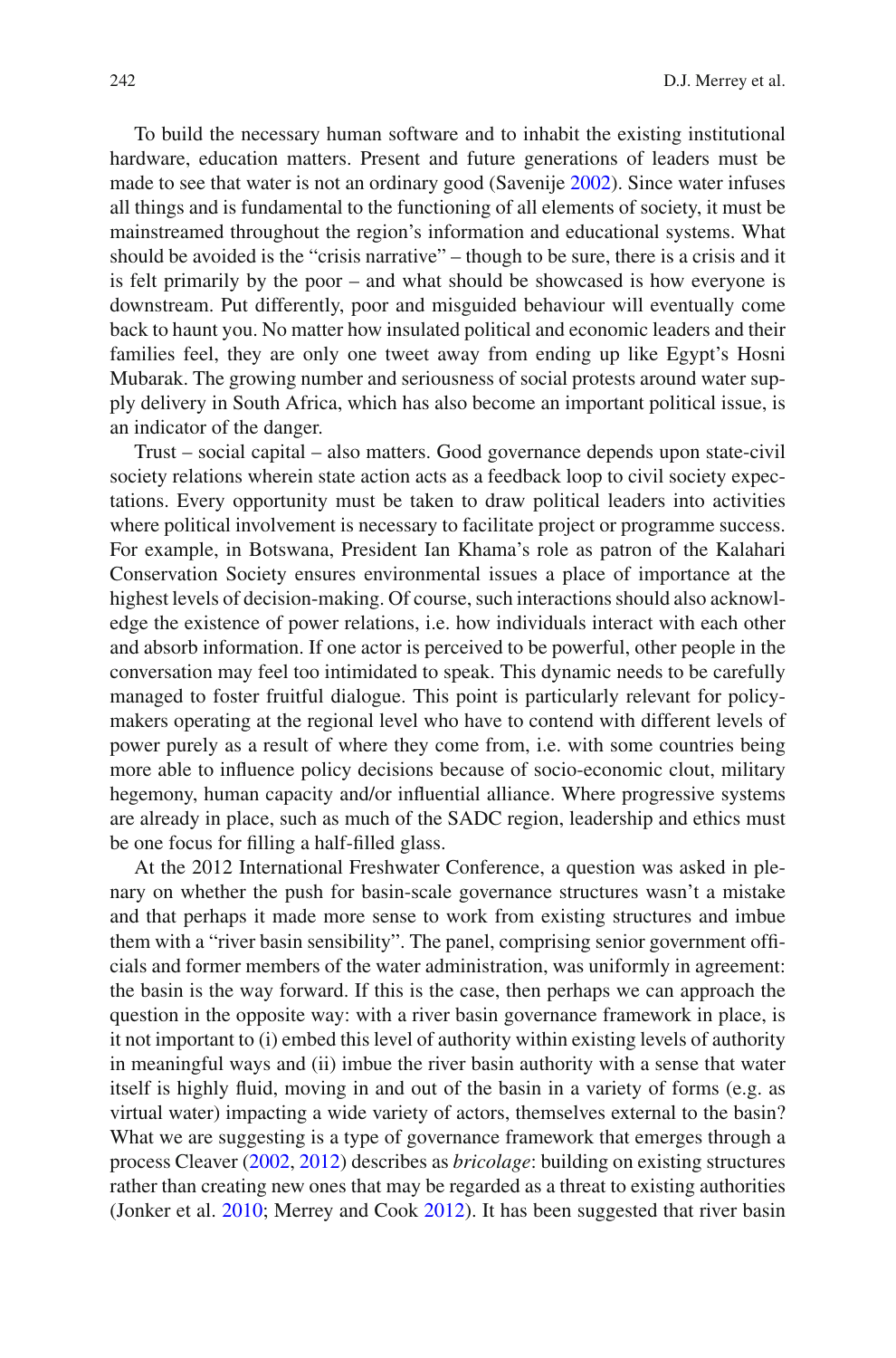To build the necessary human software and to inhabit the existing institutional hardware, education matters. Present and future generations of leaders must be made to see that water is not an ordinary good (Savenije 2002). Since water infuses all things and is fundamental to the functioning of all elements of society, it must be mainstreamed throughout the region's information and educational systems. What should be avoided is the "crisis narrative" – though to be sure, there is a crisis and it is felt primarily by the poor – and what should be showcased is how everyone is downstream. Put differently, poor and misguided behaviour will eventually come back to haunt you. No matter how insulated political and economic leaders and their families feel, they are only one tweet away from ending up like Egypt's Hosni Mubarak. The growing number and seriousness of social protests around water supply delivery in South Africa, which has also become an important political issue, is an indicator of the danger.

Trust – social capital – also matters. Good governance depends upon state-civil society relations wherein state action acts as a feedback loop to civil society expectations. Every opportunity must be taken to draw political leaders into activities where political involvement is necessary to facilitate project or programme success. For example, in Botswana, President Ian Khama's role as patron of the Kalahari Conservation Society ensures environmental issues a place of importance at the highest levels of decision-making. Of course, such interactions should also acknowledge the existence of power relations, i.e. how individuals interact with each other and absorb information. If one actor is perceived to be powerful, other people in the conversation may feel too intimidated to speak. This dynamic needs to be carefully managed to foster fruitful dialogue. This point is particularly relevant for policymakers operating at the regional level who have to contend with different levels of power purely as a result of where they come from, i.e. with some countries being more able to influence policy decisions because of socio-economic clout, military hegemony, human capacity and/or influential alliance. Where progressive systems are already in place, such as much of the SADC region, leadership and ethics must be one focus for filling a half-filled glass.

At the 2012 International Freshwater Conference, a question was asked in plenary on whether the push for basin-scale governance structures wasn't a mistake and that perhaps it made more sense to work from existing structures and imbue them with a "river basin sensibility". The panel, comprising senior government officials and former members of the water administration, was uniformly in agreement: the basin is the way forward. If this is the case, then perhaps we can approach the question in the opposite way: with a river basin governance framework in place, is it not important to (i) embed this level of authority within existing levels of authority in meaningful ways and (ii) imbue the river basin authority with a sense that water itself is highly fluid, moving in and out of the basin in a variety of forms (e.g. as virtual water) impacting a wide variety of actors, themselves external to the basin? What we are suggesting is a type of governance framework that emerges through a process Cleaver (2002, 2012) describes as *bricolage*: building on existing structures rather than creating new ones that may be regarded as a threat to existing authorities (Jonker et al. 2010; Merrey and Cook 2012). It has been suggested that river basin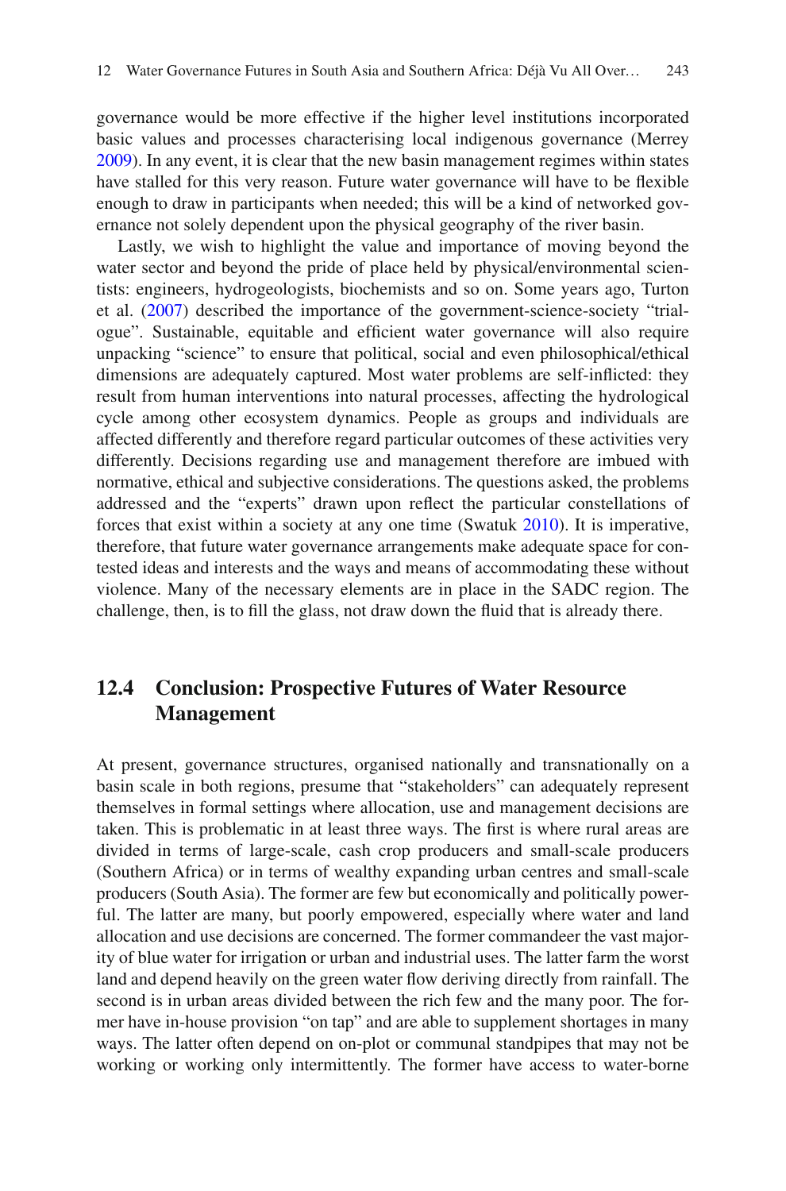governance would be more effective if the higher level institutions incorporated basic values and processes characterising local indigenous governance (Merrey 2009). In any event, it is clear that the new basin management regimes within states have stalled for this very reason. Future water governance will have to be flexible enough to draw in participants when needed; this will be a kind of networked governance not solely dependent upon the physical geography of the river basin.

Lastly, we wish to highlight the value and importance of moving beyond the water sector and beyond the pride of place held by physical/environmental scientists: engineers, hydrogeologists, biochemists and so on. Some years ago, Turton et al. (2007) described the importance of the government-science-society "trialogue". Sustainable, equitable and efficient water governance will also require unpacking "science" to ensure that political, social and even philosophical/ethical dimensions are adequately captured. Most water problems are self-inflicted: they result from human interventions into natural processes, affecting the hydrological cycle among other ecosystem dynamics. People as groups and individuals are affected differently and therefore regard particular outcomes of these activities very differently. Decisions regarding use and management therefore are imbued with normative, ethical and subjective considerations. The questions asked, the problems addressed and the "experts" drawn upon reflect the particular constellations of forces that exist within a society at any one time (Swatuk 2010). It is imperative, therefore, that future water governance arrangements make adequate space for contested ideas and interests and the ways and means of accommodating these without violence. Many of the necessary elements are in place in the SADC region. The challenge, then, is to fill the glass, not draw down the fluid that is already there.

## 12.4 Conclusion: Prospective Futures of Water Resource Management

At present, governance structures, organised nationally and transnationally on a basin scale in both regions, presume that "stakeholders" can adequately represent themselves in formal settings where allocation, use and management decisions are taken. This is problematic in at least three ways. The first is where rural areas are divided in terms of large-scale, cash crop producers and small-scale producers (Southern Africa) or in terms of wealthy expanding urban centres and small-scale producers (South Asia). The former are few but economically and politically powerful. The latter are many, but poorly empowered, especially where water and land allocation and use decisions are concerned. The former commandeer the vast majority of blue water for irrigation or urban and industrial uses. The latter farm the worst land and depend heavily on the green water flow deriving directly from rainfall. The second is in urban areas divided between the rich few and the many poor. The former have in-house provision "on tap" and are able to supplement shortages in many ways. The latter often depend on on-plot or communal standpipes that may not be working or working only intermittently. The former have access to water-borne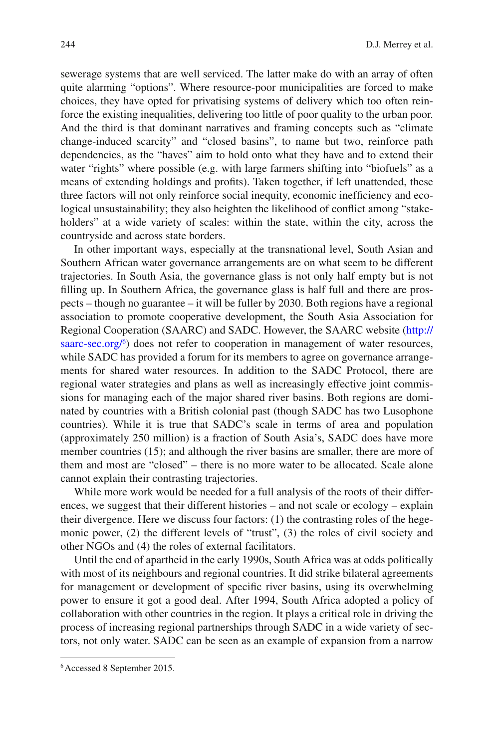sewerage systems that are well serviced. The latter make do with an array of often quite alarming "options". Where resource-poor municipalities are forced to make choices, they have opted for privatising systems of delivery which too often reinforce the existing inequalities, delivering too little of poor quality to the urban poor. And the third is that dominant narratives and framing concepts such as "climate change-induced scarcity" and "closed basins", to name but two, reinforce path dependencies, as the "haves" aim to hold onto what they have and to extend their water "rights" where possible (e.g. with large farmers shifting into "biofuels" as a means of extending holdings and profits). Taken together, if left unattended, these three factors will not only reinforce social inequity, economic inefficiency and ecological unsustainability; they also heighten the likelihood of conflict among "stakeholders" at a wide variety of scales: within the state, within the city, across the countryside and across state borders.

In other important ways, especially at the transnational level, South Asian and Southern African water governance arrangements are on what seem to be different trajectories. In South Asia, the governance glass is not only half empty but is not filling up. In Southern Africa, the governance glass is half full and there are prospects – though no guarantee – it will be fuller by 2030. Both regions have a regional association to promote cooperative development, the South Asia Association for Regional Cooperation (SAARC) and SADC. However, the SAARC website (http://saarc-sec.org/[6]) does not refer to cooperation in management of water resources, while SADC has provided a forum for its members to agree on governance arrangements for shared water resources. In addition to the SADC Protocol, there are regional water strategies and plans as well as increasingly effective joint commissions for managing each of the major shared river basins. Both regions are dominated by countries with a British colonial past (though SADC has two Lusophone countries). While it is true that SADC's scale in terms of area and population (approximately 250 million) is a fraction of South Asia's, SADC does have more member countries (15); and although the river basins are smaller, there are more of them and most are "closed" – there is no more water to be allocated. Scale alone cannot explain their contrasting trajectories.

While more work would be needed for a full analysis of the roots of their differences, we suggest that their different histories – and not scale or ecology – explain their divergence. Here we discuss four factors: (1) the contrasting roles of the hegemonic power, (2) the different levels of "trust", (3) the roles of civil society and other NGOs and (4) the roles of external facilitators.

Until the end of apartheid in the early 1990s, South Africa was at odds politically with most of its neighbours and regional countries. It did strike bilateral agreements for management or development of specific river basins, using its overwhelming power to ensure it got a good deal. After 1994, South Africa adopted a policy of collaboration with other countries in the region. It plays a critical role in driving the process of increasing regional partnerships through SADC in a wide variety of sectors, not only water. SADC can be seen as an example of expansion from a narrow

[6] Accessed 8 September 2015.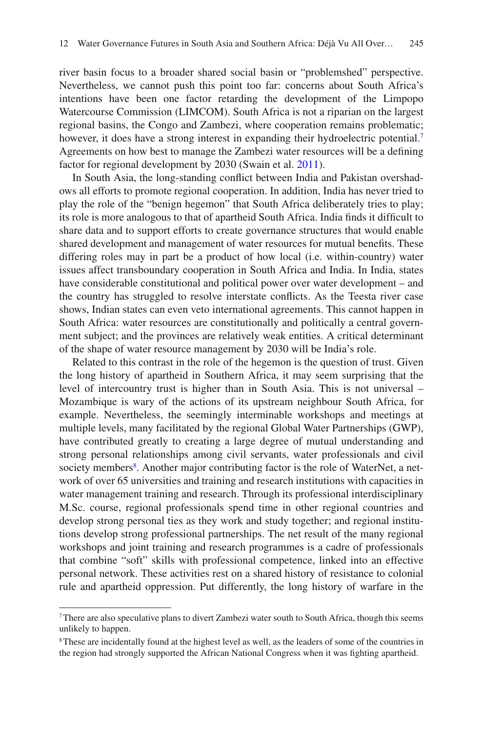river basin focus to a broader shared social basin or "problemshed" perspective. Nevertheless, we cannot push this point too far: concerns about South Africa's intentions have been one factor retarding the development of the Limpopo Watercourse Commission (LIMCOM). South Africa is not a riparian on the largest regional basins, the Congo and Zambezi, where cooperation remains problematic; however, it does have a strong interest in expanding their hydroelectric potential.[7] Agreements on how best to manage the Zambezi water resources will be a defining factor for regional development by 2030 (Swain et al. 2011).

In South Asia, the long-standing conflict between India and Pakistan overshadows all efforts to promote regional cooperation. In addition, India has never tried to play the role of the "benign hegemon" that South Africa deliberately tries to play; its role is more analogous to that of apartheid South Africa. India finds it difficult to share data and to support efforts to create governance structures that would enable shared development and management of water resources for mutual benefits. These differing roles may in part be a product of how local (i.e. within-country) water issues affect transboundary cooperation in South Africa and India. In India, states have considerable constitutional and political power over water development – and the country has struggled to resolve interstate conflicts. As the Teesta river case shows, Indian states can even veto international agreements. This cannot happen in South Africa: water resources are constitutionally and politically a central government subject; and the provinces are relatively weak entities. A critical determinant of the shape of water resource management by 2030 will be India's role.

Related to this contrast in the role of the hegemon is the question of trust. Given the long history of apartheid in Southern Africa, it may seem surprising that the level of intercountry trust is higher than in South Asia. This is not universal – Mozambique is wary of the actions of its upstream neighbour South Africa, for example. Nevertheless, the seemingly interminable workshops and meetings at multiple levels, many facilitated by the regional Global Water Partnerships (GWP), have contributed greatly to creating a large degree of mutual understanding and strong personal relationships among civil servants, water professionals and civil society members[8]. Another major contributing factor is the role of WaterNet, a network of over 65 universities and training and research institutions with capacities in water management training and research. Through its professional interdisciplinary M.Sc. course, regional professionals spend time in other regional countries and develop strong personal ties as they work and study together; and regional institutions develop strong professional partnerships. The net result of the many regional workshops and joint training and research programmes is a cadre of professionals that combine "soft" skills with professional competence, linked into an effective personal network. These activities rest on a shared history of resistance to colonial rule and apartheid oppression. Put differently, the long history of warfare in the

[7] There are also speculative plans to divert Zambezi water south to South Africa, though this seems unlikely to happen.

[8] These are incidentally found at the highest level as well, as the leaders of some of the countries in the region had strongly supported the African National Congress when it was fighting apartheid.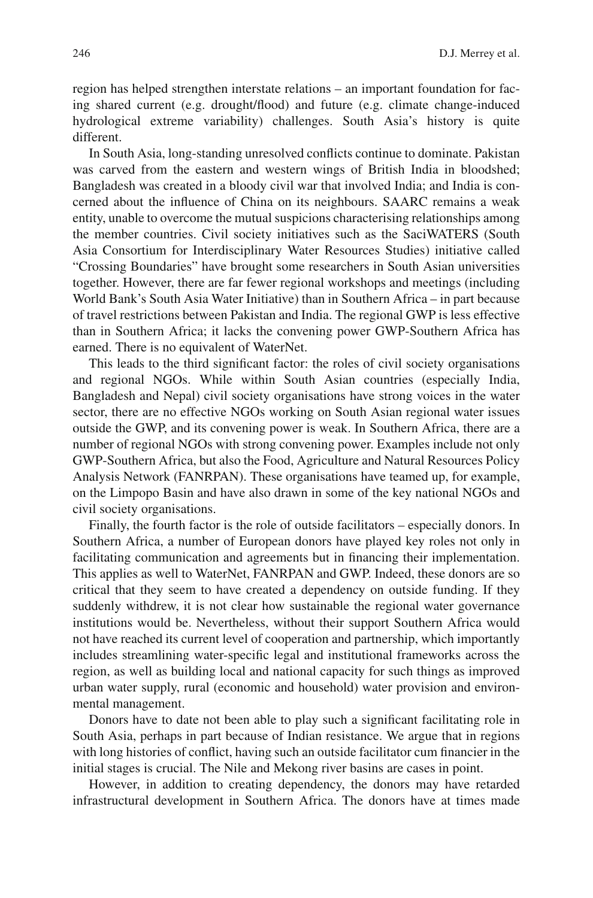region has helped strengthen interstate relations – an important foundation for facing shared current (e.g. drought/flood) and future (e.g. climate change-induced hydrological extreme variability) challenges. South Asia's history is quite different.

In South Asia, long-standing unresolved conflicts continue to dominate. Pakistan was carved from the eastern and western wings of British India in bloodshed; Bangladesh was created in a bloody civil war that involved India; and India is concerned about the influence of China on its neighbours. SAARC remains a weak entity, unable to overcome the mutual suspicions characterising relationships among the member countries. Civil society initiatives such as the SaciWATERS (South Asia Consortium for Interdisciplinary Water Resources Studies) initiative called "Crossing Boundaries" have brought some researchers in South Asian universities together. However, there are far fewer regional workshops and meetings (including World Bank's South Asia Water Initiative) than in Southern Africa – in part because of travel restrictions between Pakistan and India. The regional GWP is less effective than in Southern Africa; it lacks the convening power GWP-Southern Africa has earned. There is no equivalent of WaterNet.

This leads to the third significant factor: the roles of civil society organisations and regional NGOs. While within South Asian countries (especially India, Bangladesh and Nepal) civil society organisations have strong voices in the water sector, there are no effective NGOs working on South Asian regional water issues outside the GWP, and its convening power is weak. In Southern Africa, there are a number of regional NGOs with strong convening power. Examples include not only GWP-Southern Africa, but also the Food, Agriculture and Natural Resources Policy Analysis Network (FANRPAN). These organisations have teamed up, for example, on the Limpopo Basin and have also drawn in some of the key national NGOs and civil society organisations.

Finally, the fourth factor is the role of outside facilitators – especially donors. In Southern Africa, a number of European donors have played key roles not only in facilitating communication and agreements but in financing their implementation. This applies as well to WaterNet, FANRPAN and GWP. Indeed, these donors are so critical that they seem to have created a dependency on outside funding. If they suddenly withdrew, it is not clear how sustainable the regional water governance institutions would be. Nevertheless, without their support Southern Africa would not have reached its current level of cooperation and partnership, which importantly includes streamlining water-specific legal and institutional frameworks across the region, as well as building local and national capacity for such things as improved urban water supply, rural (economic and household) water provision and environmental management.

Donors have to date not been able to play such a significant facilitating role in South Asia, perhaps in part because of Indian resistance. We argue that in regions with long histories of conflict, having such an outside facilitator cum financier in the initial stages is crucial. The Nile and Mekong river basins are cases in point.

However, in addition to creating dependency, the donors may have retarded infrastructural development in Southern Africa. The donors have at times made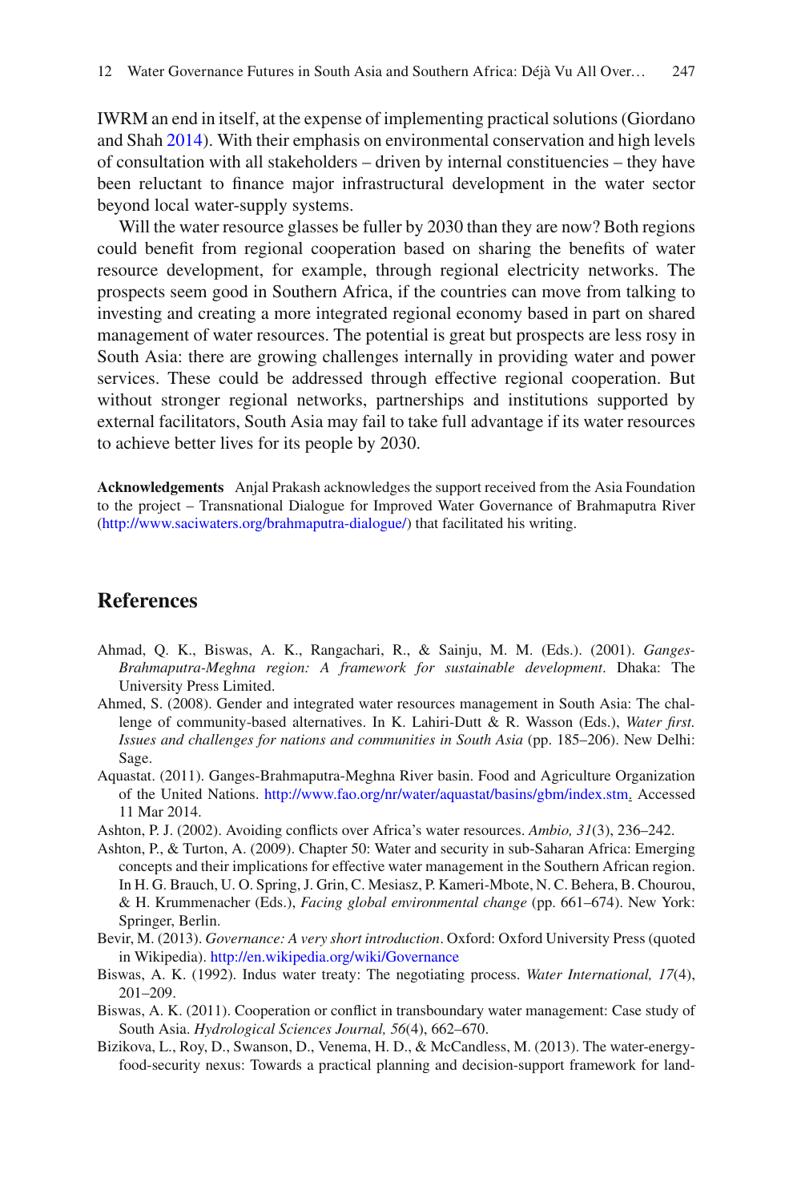IWRM an end in itself, at the expense of implementing practical solutions (Giordano and Shah 2014). With their emphasis on environmental conservation and high levels of consultation with all stakeholders – driven by internal constituencies – they have been reluctant to finance major infrastructural development in the water sector beyond local water-supply systems.

Will the water resource glasses be fuller by 2030 than they are now? Both regions could benefit from regional cooperation based on sharing the benefits of water resource development, for example, through regional electricity networks. The prospects seem good in Southern Africa, if the countries can move from talking to investing and creating a more integrated regional economy based in part on shared management of water resources. The potential is great but prospects are less rosy in South Asia: there are growing challenges internally in providing water and power services. These could be addressed through effective regional cooperation. But without stronger regional networks, partnerships and institutions supported by external facilitators, South Asia may fail to take full advantage if its water resources to achieve better lives for its people by 2030.

**Acknowledgements** Anjal Prakash acknowledges the support received from the Asia Foundation to the project – Transnational Dialogue for Improved Water Governance of Brahmaputra River (http://www.saciwaters.org/brahmaputra-dialogue/) that facilitated his writing.

## References

Ahmad, Q. K., Biswas, A. K., Rangachari, R., & Sainju, M. M. (Eds.). (2001). *Ganges-Brahmaputra-Meghna region: A framework for sustainable development*. Dhaka: The University Press Limited.

Ahmed, S. (2008). Gender and integrated water resources management in South Asia: The challenge of community-based alternatives. In K. Lahiri-Dutt & R. Wasson (Eds.), *Water first. Issues and challenges for nations and communities in South Asia* (pp. 185–206). New Delhi: Sage.

Aquastat. (2011). Ganges-Brahmaputra-Meghna River basin. Food and Agriculture Organization of the United Nations. http://www.fao.org/nr/water/aquastat/basins/gbm/index.stm. Accessed 11 Mar 2014.

Ashton, P. J. (2002). Avoiding conflicts over Africa's water resources. *Ambio, 31*(3), 236–242.

Ashton, P., & Turton, A. (2009). Chapter 50: Water and security in sub-Saharan Africa: Emerging concepts and their implications for effective water management in the Southern African region. In H. G. Brauch, U. O. Spring, J. Grin, C. Mesiasz, P. Kameri-Mbote, N. C. Behera, B. Chourou, & H. Krummenacher (Eds.), *Facing global environmental change* (pp. 661–674). New York: Springer, Berlin.

Bevir, M. (2013). *Governance: A very short introduction*. Oxford: Oxford University Press (quoted in Wikipedia). http://en.wikipedia.org/wiki/Governance

Biswas, A. K. (1992). Indus water treaty: The negotiating process. *Water International, 17*(4), 201–209.

Biswas, A. K. (2011). Cooperation or conflict in transboundary water management: Case study of South Asia. *Hydrological Sciences Journal, 56*(4), 662–670.

Bizikova, L., Roy, D., Swanson, D., Venema, H. D., & McCandless, M. (2013). The water-energy-food-security nexus: Towards a practical planning and decision-support framework for land-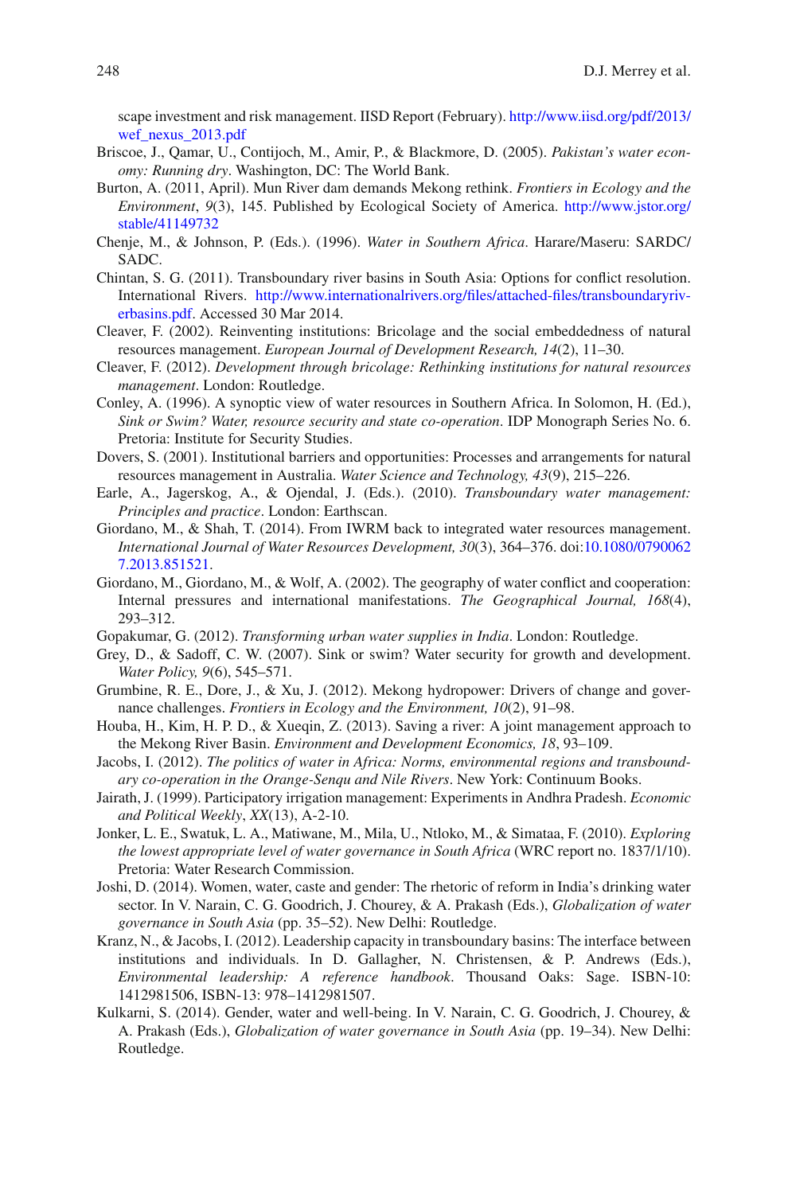scape investment and risk management. IISD Report (February). http://www.iisd.org/pdf/2013/wef_nexus_2013.pdf

Briscoe, J., Qamar, U., Contijoch, M., Amir, P., & Blackmore, D. (2005). *Pakistan's water economy: Running dry*. Washington, DC: The World Bank.

Burton, A. (2011, April). Mun River dam demands Mekong rethink. *Frontiers in Ecology and the Environment*, *9*(3), 145. Published by Ecological Society of America. http://www.jstor.org/stable/41149732

Chenje, M., & Johnson, P. (Eds.). (1996). *Water in Southern Africa*. Harare/Maseru: SARDC/SADC.

Chintan, S. G. (2011). Transboundary river basins in South Asia: Options for conflict resolution. International Rivers. http://www.internationalrivers.org/files/attached-files/transboundaryriverbasins.pdf. Accessed 30 Mar 2014.

Cleaver, F. (2002). Reinventing institutions: Bricolage and the social embeddedness of natural resources management. *European Journal of Development Research, 14*(2), 11–30.

Cleaver, F. (2012). *Development through bricolage: Rethinking institutions for natural resources management*. London: Routledge.

Conley, A. (1996). A synoptic view of water resources in Southern Africa. In Solomon, H. (Ed.), *Sink or Swim? Water, resource security and state co-operation*. IDP Monograph Series No. 6. Pretoria: Institute for Security Studies.

Dovers, S. (2001). Institutional barriers and opportunities: Processes and arrangements for natural resources management in Australia. *Water Science and Technology, 43*(9), 215–226.

Earle, A., Jagerskog, A., & Ojendal, J. (Eds.). (2010). *Transboundary water management: Principles and practice*. London: Earthscan.

Giordano, M., & Shah, T. (2014). From IWRM back to integrated water resources management. *International Journal of Water Resources Development, 30*(3), 364–376. doi:10.1080/07900627.2013.851521.

Giordano, M., Giordano, M., & Wolf, A. (2002). The geography of water conflict and cooperation: Internal pressures and international manifestations. *The Geographical Journal, 168*(4), 293–312.

Gopakumar, G. (2012). *Transforming urban water supplies in India*. London: Routledge.

Grey, D., & Sadoff, C. W. (2007). Sink or swim? Water security for growth and development. *Water Policy, 9*(6), 545–571.

Grumbine, R. E., Dore, J., & Xu, J. (2012). Mekong hydropower: Drivers of change and governance challenges. *Frontiers in Ecology and the Environment, 10*(2), 91–98.

Houba, H., Kim, H. P. D., & Xueqin, Z. (2013). Saving a river: A joint management approach to the Mekong River Basin. *Environment and Development Economics, 18*, 93–109.

Jacobs, I. (2012). *The politics of water in Africa: Norms, environmental regions and transboundary co-operation in the Orange-Senqu and Nile Rivers*. New York: Continuum Books.

Jairath, J. (1999). Participatory irrigation management: Experiments in Andhra Pradesh. *Economic and Political Weekly*, *XX*(13), A-2-10.

Jonker, L. E., Swatuk, L. A., Matiwane, M., Mila, U., Ntloko, M., & Simataa, F. (2010). *Exploring the lowest appropriate level of water governance in South Africa* (WRC report no. 1837/1/10). Pretoria: Water Research Commission.

Joshi, D. (2014). Women, water, caste and gender: The rhetoric of reform in India's drinking water sector. In V. Narain, C. G. Goodrich, J. Chourey, & A. Prakash (Eds.), *Globalization of water governance in South Asia* (pp. 35–52). New Delhi: Routledge.

Kranz, N., & Jacobs, I. (2012). Leadership capacity in transboundary basins: The interface between institutions and individuals. In D. Gallagher, N. Christensen, & P. Andrews (Eds.), *Environmental leadership: A reference handbook*. Thousand Oaks: Sage. ISBN-10: 1412981506, ISBN-13: 978–1412981507.

Kulkarni, S. (2014). Gender, water and well-being. In V. Narain, C. G. Goodrich, J. Chourey, & A. Prakash (Eds.), *Globalization of water governance in South Asia* (pp. 19–34). New Delhi: Routledge.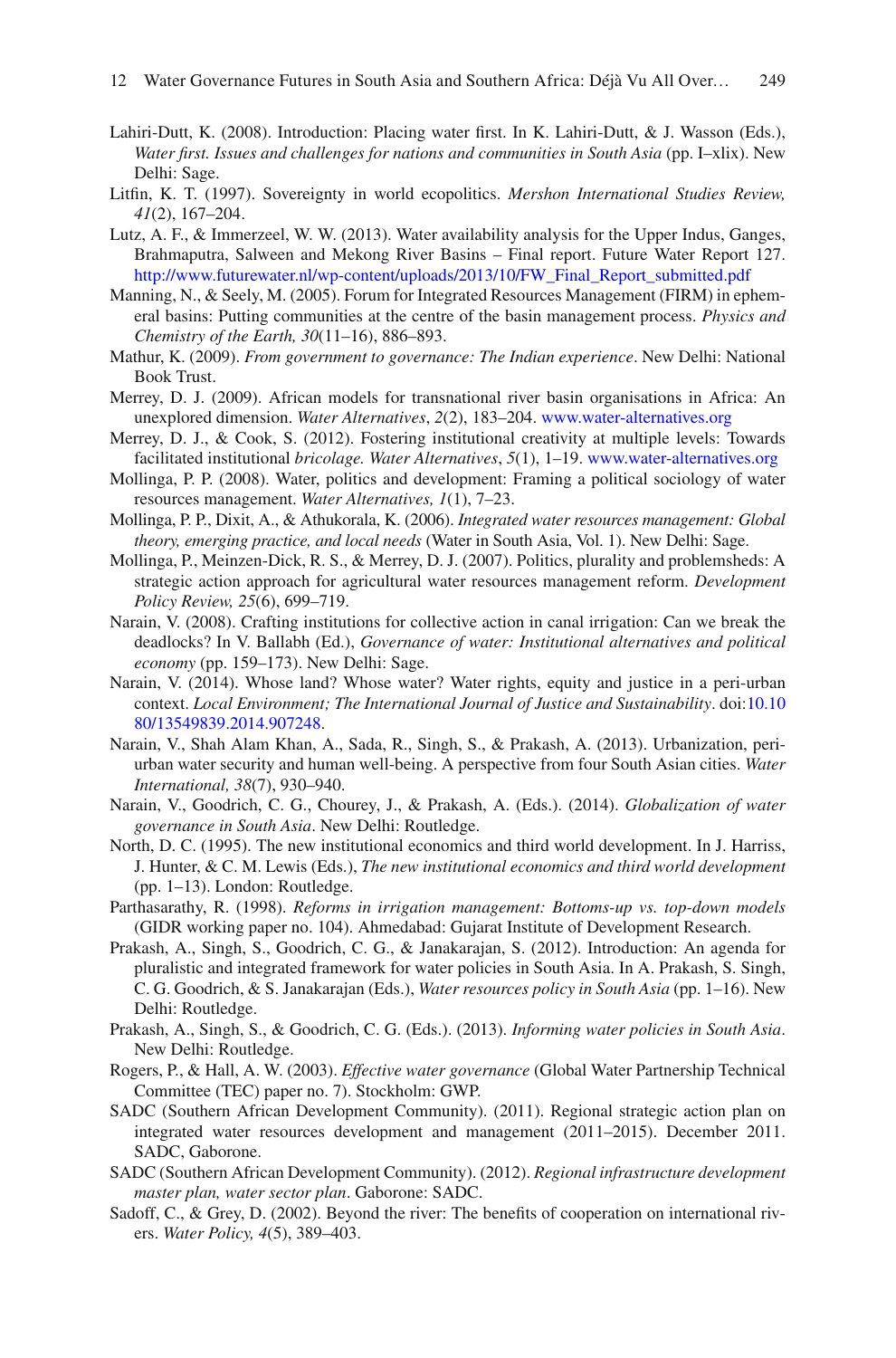Lahiri-Dutt, K. (2008). Introduction: Placing water first. In K. Lahiri-Dutt, & J. Wasson (Eds.), *Water first. Issues and challenges for nations and communities in South Asia* (pp. I–xlix). New Delhi: Sage.

Litfin, K. T. (1997). Sovereignty in world ecopolitics. *Mershon International Studies Review, 41*(2), 167–204.

Lutz, A. F., & Immerzeel, W. W. (2013). Water availability analysis for the Upper Indus, Ganges, Brahmaputra, Salween and Mekong River Basins – Final report. Future Water Report 127. http://www.futurewater.nl/wp-content/uploads/2013/10/FW_Final_Report_submitted.pdf

Manning, N., & Seely, M. (2005). Forum for Integrated Resources Management (FIRM) in ephemeral basins: Putting communities at the centre of the basin management process. *Physics and Chemistry of the Earth, 30*(11–16), 886–893.

Mathur, K. (2009). *From government to governance: The Indian experience*. New Delhi: National Book Trust.

Merrey, D. J. (2009). African models for transnational river basin organisations in Africa: An unexplored dimension. *Water Alternatives*, *2*(2), 183–204. www.water-alternatives.org

Merrey, D. J., & Cook, S. (2012). Fostering institutional creativity at multiple levels: Towards facilitated institutional *bricolage. Water Alternatives*, *5*(1), 1–19. www.water-alternatives.org

Mollinga, P. P. (2008). Water, politics and development: Framing a political sociology of water resources management. *Water Alternatives, 1*(1), 7–23.

Mollinga, P. P., Dixit, A., & Athukorala, K. (2006). *Integrated water resources management: Global theory, emerging practice, and local needs* (Water in South Asia, Vol. 1). New Delhi: Sage.

Mollinga, P., Meinzen-Dick, R. S., & Merrey, D. J. (2007). Politics, plurality and problemsheds: A strategic action approach for agricultural water resources management reform. *Development Policy Review, 25*(6), 699–719.

Narain, V. (2008). Crafting institutions for collective action in canal irrigation: Can we break the deadlocks? In V. Ballabh (Ed.), *Governance of water: Institutional alternatives and political economy* (pp. 159–173). New Delhi: Sage.

Narain, V. (2014). Whose land? Whose water? Water rights, equity and justice in a peri-urban context. *Local Environment; The International Journal of Justice and Sustainability*. doi:10.1080/13549839.2014.907248.

Narain, V., Shah Alam Khan, A., Sada, R., Singh, S., & Prakash, A. (2013). Urbanization, peri-urban water security and human well-being. A perspective from four South Asian cities. *Water International, 38*(7), 930–940.

Narain, V., Goodrich, C. G., Chourey, J., & Prakash, A. (Eds.). (2014). *Globalization of water governance in South Asia*. New Delhi: Routledge.

North, D. C. (1995). The new institutional economics and third world development. In J. Harriss, J. Hunter, & C. M. Lewis (Eds.), *The new institutional economics and third world development* (pp. 1–13). London: Routledge.

Parthasarathy, R. (1998). *Reforms in irrigation management: Bottoms-up vs. top-down models* (GIDR working paper no. 104). Ahmedabad: Gujarat Institute of Development Research.

Prakash, A., Singh, S., Goodrich, C. G., & Janakarajan, S. (2012). Introduction: An agenda for pluralistic and integrated framework for water policies in South Asia. In A. Prakash, S. Singh, C. G. Goodrich, & S. Janakarajan (Eds.), *Water resources policy in South Asia* (pp. 1–16). New Delhi: Routledge.

Prakash, A., Singh, S., & Goodrich, C. G. (Eds.). (2013). *Informing water policies in South Asia*. New Delhi: Routledge.

Rogers, P., & Hall, A. W. (2003). *Effective water governance* (Global Water Partnership Technical Committee (TEC) paper no. 7). Stockholm: GWP.

SADC (Southern African Development Community). (2011). Regional strategic action plan on integrated water resources development and management (2011–2015). December 2011. SADC, Gaborone.

SADC (Southern African Development Community). (2012). *Regional infrastructure development master plan, water sector plan*. Gaborone: SADC.

Sadoff, C., & Grey, D. (2002). Beyond the river: The benefits of cooperation on international rivers. *Water Policy, 4*(5), 389–403.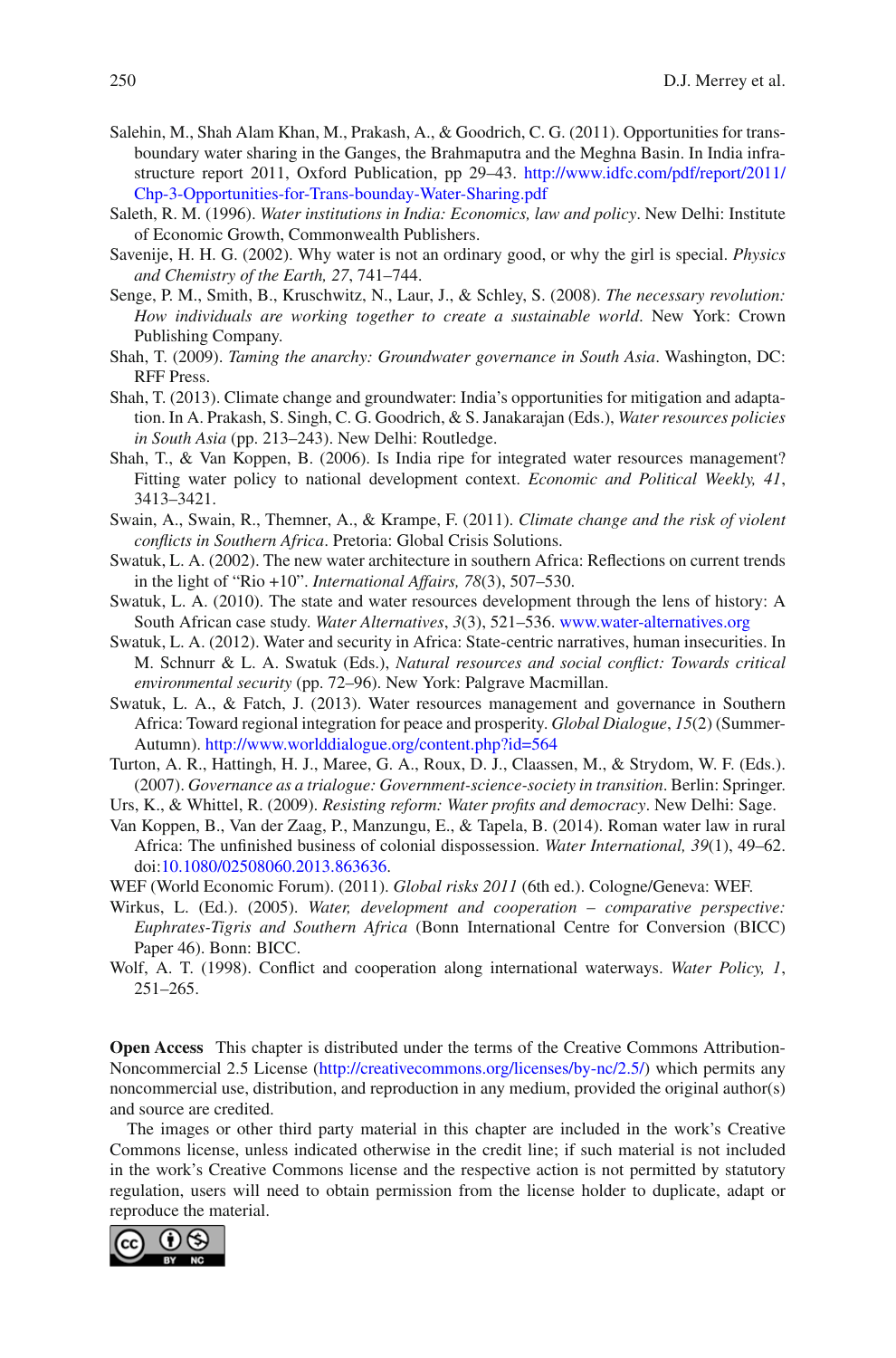Salehin, M., Shah Alam Khan, M., Prakash, A., & Goodrich, C. G. (2011). Opportunities for trans-boundary water sharing in the Ganges, the Brahmaputra and the Meghna Basin. In India infra-structure report 2011, Oxford Publication, pp 29–43. http://www.idfc.com/pdf/report/2011/Chp-3-Opportunities-for-Trans-bounday-Water-Sharing.pdf

Saleth, R. M. (1996). *Water institutions in India: Economics, law and policy*. New Delhi: Institute of Economic Growth, Commonwealth Publishers.

Savenije, H. H. G. (2002). Why water is not an ordinary good, or why the girl is special. *Physics and Chemistry of the Earth, 27*, 741–744.

Senge, P. M., Smith, B., Kruschwitz, N., Laur, J., & Schley, S. (2008). *The necessary revolution: How individuals are working together to create a sustainable world*. New York: Crown Publishing Company.

Shah, T. (2009). *Taming the anarchy: Groundwater governance in South Asia*. Washington, DC: RFF Press.

Shah, T. (2013). Climate change and groundwater: India's opportunities for mitigation and adaptation. In A. Prakash, S. Singh, C. G. Goodrich, & S. Janakarajan (Eds.), *Water resources policies in South Asia* (pp. 213–243). New Delhi: Routledge.

Shah, T., & Van Koppen, B. (2006). Is India ripe for integrated water resources management? Fitting water policy to national development context. *Economic and Political Weekly, 41*, 3413–3421.

Swain, A., Swain, R., Themner, A., & Krampe, F. (2011). *Climate change and the risk of violent conflicts in Southern Africa*. Pretoria: Global Crisis Solutions.

Swatuk, L. A. (2002). The new water architecture in southern Africa: Reflections on current trends in the light of "Rio +10". *International Affairs, 78*(3), 507–530.

Swatuk, L. A. (2010). The state and water resources development through the lens of history: A South African case study. *Water Alternatives*, *3*(3), 521–536. www.water-alternatives.org

Swatuk, L. A. (2012). Water and security in Africa: State-centric narratives, human insecurities. In M. Schnurr & L. A. Swatuk (Eds.), *Natural resources and social conflict: Towards critical environmental security* (pp. 72–96). New York: Palgrave Macmillan.

Swatuk, L. A., & Fatch, J. (2013). Water resources management and governance in Southern Africa: Toward regional integration for peace and prosperity. *Global Dialogue*, *15*(2) (Summer-Autumn). http://www.worlddialogue.org/content.php?id=564

Turton, A. R., Hattingh, H. J., Maree, G. A., Roux, D. J., Claassen, M., & Strydom, W. F. (Eds.). (2007). *Governance as a trialogue: Government-science-society in transition*. Berlin: Springer.

Urs, K., & Whittel, R. (2009). *Resisting reform: Water profits and democracy*. New Delhi: Sage.

Van Koppen, B., Van der Zaag, P., Manzungu, E., & Tapela, B. (2014). Roman water law in rural Africa: The unfinished business of colonial dispossession. *Water International, 39*(1), 49–62. doi:10.1080/02508060.2013.863636.

WEF (World Economic Forum). (2011). *Global risks 2011* (6th ed.). Cologne/Geneva: WEF.

Wirkus, L. (Ed.). (2005). *Water, development and cooperation – comparative perspective: Euphrates-Tigris and Southern Africa* (Bonn International Centre for Conversion (BICC) Paper 46). Bonn: BICC.

Wolf, A. T. (1998). Conflict and cooperation along international waterways. *Water Policy, 1*, 251–265.

**Open Access** This chapter is distributed under the terms of the Creative Commons Attribution-Noncommercial 2.5 License (http://creativecommons.org/licenses/by-nc/2.5/) which permits any noncommercial use, distribution, and reproduction in any medium, provided the original author(s) and source are credited.

The images or other third party material in this chapter are included in the work's Creative Commons license, unless indicated otherwise in the credit line; if such material is not included in the work's Creative Commons license and the respective action is not permitted by statutory regulation, users will need to obtain permission from the license holder to duplicate, adapt or reproduce the material.